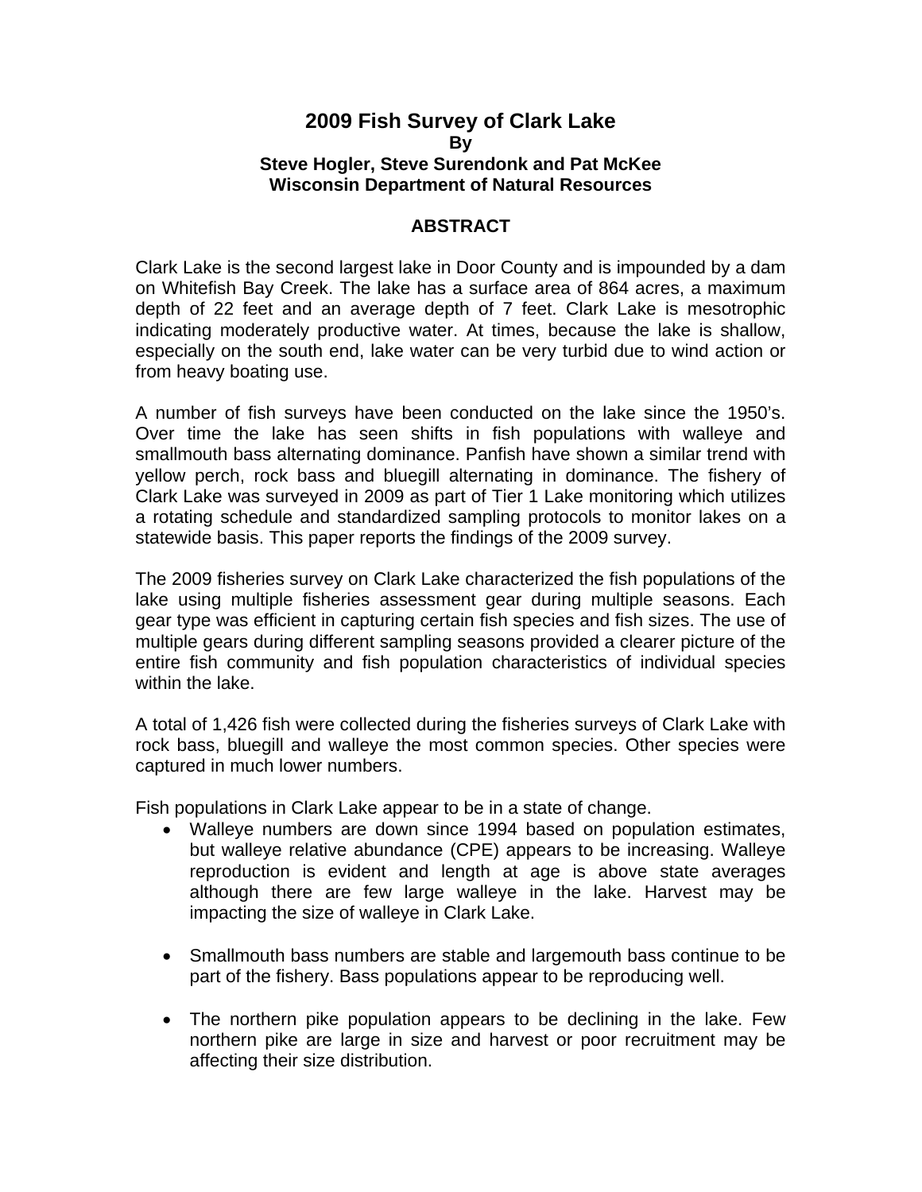# 2009 Fish Survey of Clark Lake

**By**

**Steve Hogler, Steve Surendonk and Pat McKee**

**Wisconsin Department of Natural Resources**

## ABSTRACT

Clark Lake is the second largest lake in Door County and is impounded by a dam on Whitefish Bay Creek. The lake has a surface area of 864 acres, a maximum depth of 22 feet and an average depth of 7 feet. Clark Lake is mesotrophic indicating moderately productive water. At times, because the lake is shallow, especially on the south end, lake water can be very turbid due to wind action or from heavy boating use.

A number of fish surveys have been conducted on the lake since the 1950's. Over time the lake has seen shifts in fish populations with walleye and smallmouth bass alternating dominance. Panfish have shown a similar trend with yellow perch, rock bass and bluegill alternating in dominance. The fishery of Clark Lake was surveyed in 2009 as part of Tier 1 Lake monitoring which utilizes a rotating schedule and standardized sampling protocols to monitor lakes on a statewide basis. This paper reports the findings of the 2009 survey.

The 2009 fisheries survey on Clark Lake characterized the fish populations of the lake using multiple fisheries assessment gear during multiple seasons. Each gear type was efficient in capturing certain fish species and fish sizes. The use of multiple gears during different sampling seasons provided a clearer picture of the entire fish community and fish population characteristics of individual species within the lake.

A total of 1,426 fish were collected during the fisheries surveys of Clark Lake with rock bass, bluegill and walleye the most common species. Other species were captured in much lower numbers.

Fish populations in Clark Lake appear to be in a state of change.

- Walleye numbers are down since 1994 based on population estimates, but walleye relative abundance (CPE) appears to be increasing. Walleye reproduction is evident and length at age is above state averages although there are few large walleye in the lake. Harvest may be impacting the size of walleye in Clark Lake.

- Smallmouth bass numbers are stable and largemouth bass continue to be part of the fishery. Bass populations appear to be reproducing well.

- The northern pike population appears to be declining in the lake. Few northern pike are large in size and harvest or poor recruitment may be affecting their size distribution.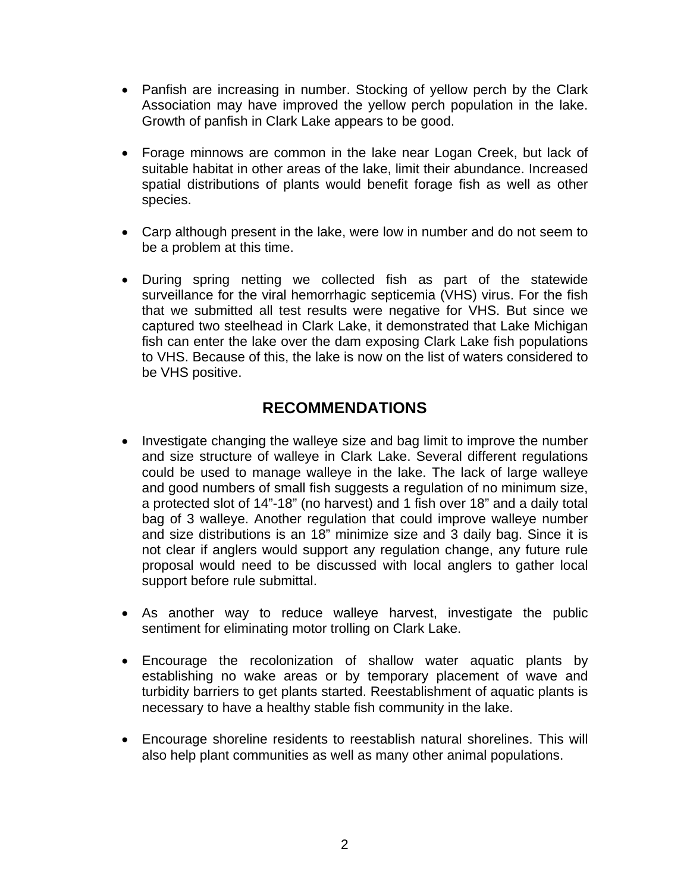- Panfish are increasing in number. Stocking of yellow perch by the Clark Association may have improved the yellow perch population in the lake. Growth of panfish in Clark Lake appears to be good.

- Forage minnows are common in the lake near Logan Creek, but lack of suitable habitat in other areas of the lake, limit their abundance. Increased spatial distributions of plants would benefit forage fish as well as other species.

- Carp although present in the lake, were low in number and do not seem to be a problem at this time.

- During spring netting we collected fish as part of the statewide surveillance for the viral hemorrhagic septicemia (VHS) virus. For the fish that we submitted all test results were negative for VHS. But since we captured two steelhead in Clark Lake, it demonstrated that Lake Michigan fish can enter the lake over the dam exposing Clark Lake fish populations to VHS. Because of this, the lake is now on the list of waters considered to be VHS positive.

## RECOMMENDATIONS

- Investigate changing the walleye size and bag limit to improve the number and size structure of walleye in Clark Lake. Several different regulations could be used to manage walleye in the lake. The lack of large walleye and good numbers of small fish suggests a regulation of no minimum size, a protected slot of 14"-18" (no harvest) and 1 fish over 18" and a daily total bag of 3 walleye. Another regulation that could improve walleye number and size distributions is an 18" minimize size and 3 daily bag. Since it is not clear if anglers would support any regulation change, any future rule proposal would need to be discussed with local anglers to gather local support before rule submittal.

- As another way to reduce walleye harvest, investigate the public sentiment for eliminating motor trolling on Clark Lake.

- Encourage the recolonization of shallow water aquatic plants by establishing no wake areas or by temporary placement of wave and turbidity barriers to get plants started. Reestablishment of aquatic plants is necessary to have a healthy stable fish community in the lake.

- Encourage shoreline residents to reestablish natural shorelines. This will also help plant communities as well as many other animal populations.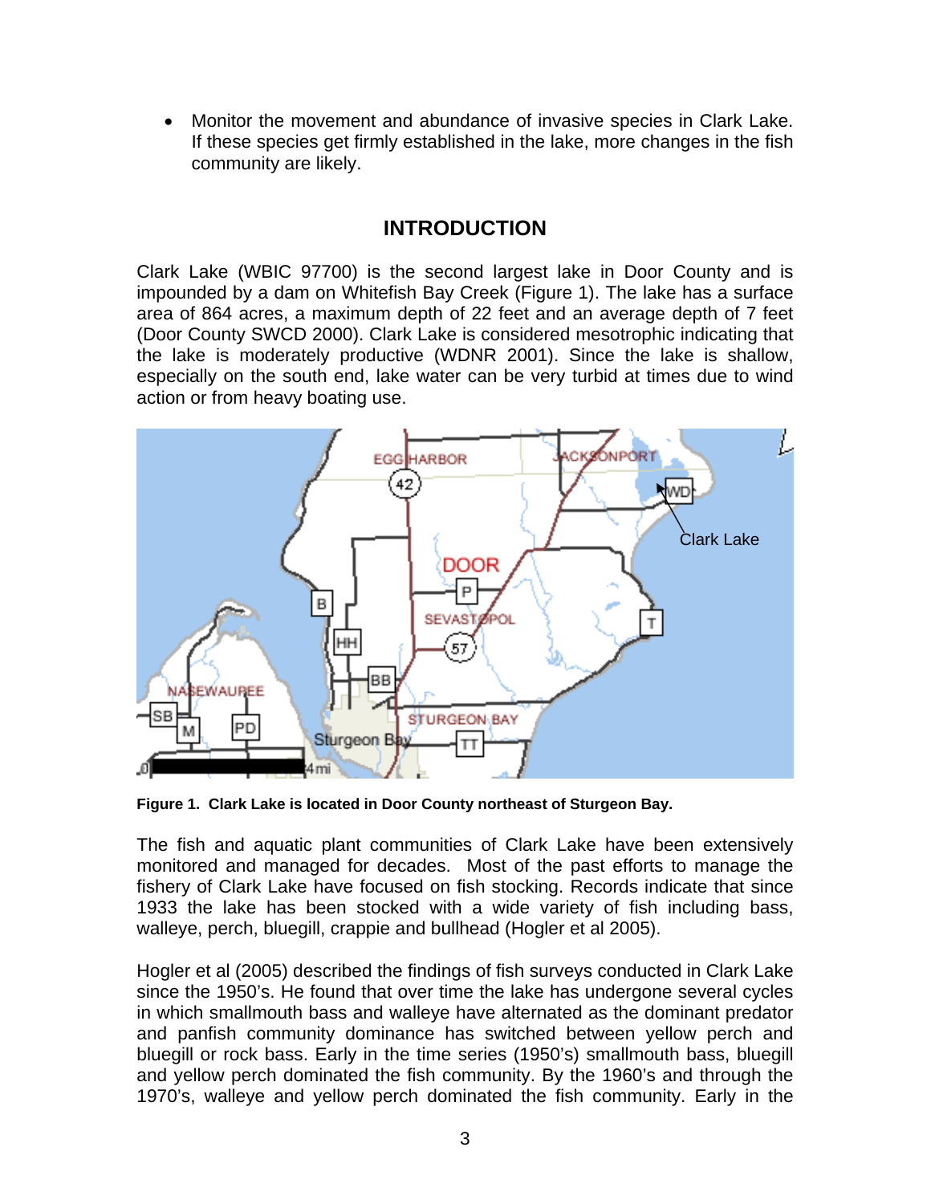- Monitor the movement and abundance of invasive species in Clark Lake. If these species get firmly established in the lake, more changes in the fish community are likely.

## INTRODUCTION

Clark Lake (WBIC 97700) is the second largest lake in Door County and is impounded by a dam on Whitefish Bay Creek (Figure 1). The lake has a surface area of 864 acres, a maximum depth of 22 feet and an average depth of 7 feet (Door County SWCD 2000). Clark Lake is considered mesotrophic indicating that the lake is moderately productive (WDNR 2001). Since the lake is shallow, especially on the south end, lake water can be very turbid at times due to wind action or from heavy boating use.

**Figure 1. Clark Lake is located in Door County northeast of Sturgeon Bay.**

The fish and aquatic plant communities of Clark Lake have been extensively monitored and managed for decades. Most of the past efforts to manage the fishery of Clark Lake have focused on fish stocking. Records indicate that since 1933 the lake has been stocked with a wide variety of fish including bass, walleye, perch, bluegill, crappie and bullhead (Hogler et al 2005).

Hogler et al (2005) described the findings of fish surveys conducted in Clark Lake since the 1950's. He found that over time the lake has undergone several cycles in which smallmouth bass and walleye have alternated as the dominant predator and panfish community dominance has switched between yellow perch and bluegill or rock bass. Early in the time series (1950's) smallmouth bass, bluegill and yellow perch dominated the fish community. By the 1960's and through the 1970's, walleye and yellow perch dominated the fish community. Early in the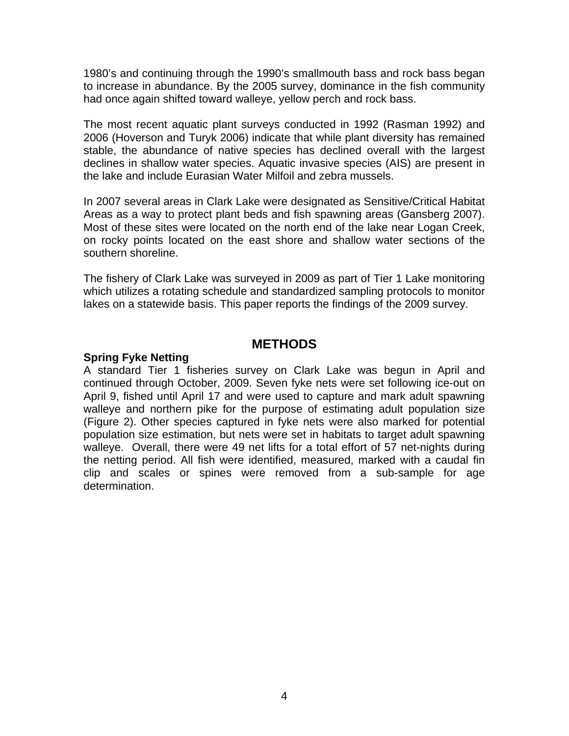1980's and continuing through the 1990's smallmouth bass and rock bass began to increase in abundance. By the 2005 survey, dominance in the fish community had once again shifted toward walleye, yellow perch and rock bass.

The most recent aquatic plant surveys conducted in 1992 (Rasman 1992) and 2006 (Hoverson and Turyk 2006) indicate that while plant diversity has remained stable, the abundance of native species has declined overall with the largest declines in shallow water species. Aquatic invasive species (AIS) are present in the lake and include Eurasian Water Milfoil and zebra mussels.

In 2007 several areas in Clark Lake were designated as Sensitive/Critical Habitat Areas as a way to protect plant beds and fish spawning areas (Gansberg 2007). Most of these sites were located on the north end of the lake near Logan Creek, on rocky points located on the east shore and shallow water sections of the southern shoreline.

The fishery of Clark Lake was surveyed in 2009 as part of Tier 1 Lake monitoring which utilizes a rotating schedule and standardized sampling protocols to monitor lakes on a statewide basis. This paper reports the findings of the 2009 survey.

## METHODS

### Spring Fyke Netting

A standard Tier 1 fisheries survey on Clark Lake was begun in April and continued through October, 2009. Seven fyke nets were set following ice-out on April 9, fished until April 17 and were used to capture and mark adult spawning walleye and northern pike for the purpose of estimating adult population size (Figure 2). Other species captured in fyke nets were also marked for potential population size estimation, but nets were set in habitats to target adult spawning walleye. Overall, there were 49 net lifts for a total effort of 57 net-nights during the netting period. All fish were identified, measured, marked with a caudal fin clip and scales or spines were removed from a sub-sample for age determination.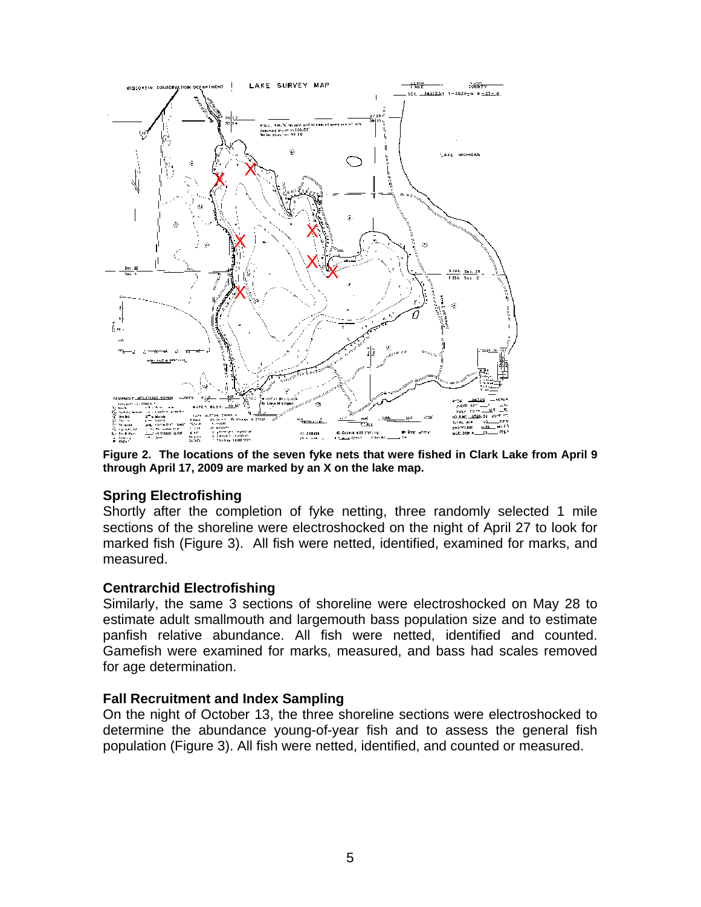**Figure 2. The locations of the seven fyke nets that were fished in Clark Lake from April 9 through April 17, 2009 are marked by an X on the lake map.**

### Spring Electrofishing

Shortly after the completion of fyke netting, three randomly selected 1 mile sections of the shoreline were electroshocked on the night of April 27 to look for marked fish (Figure 3). All fish were netted, identified, examined for marks, and measured.

### Centrarchid Electrofishing

Similarly, the same 3 sections of shoreline were electroshocked on May 28 to estimate adult smallmouth and largemouth bass population size and to estimate panfish relative abundance. All fish were netted, identified and counted. Gamefish were examined for marks, measured, and bass had scales removed for age determination.

### Fall Recruitment and Index Sampling

On the night of October 13, the three shoreline sections were electroshocked to determine the abundance young-of-year fish and to assess the general fish population (Figure 3). All fish were netted, identified, and counted or measured.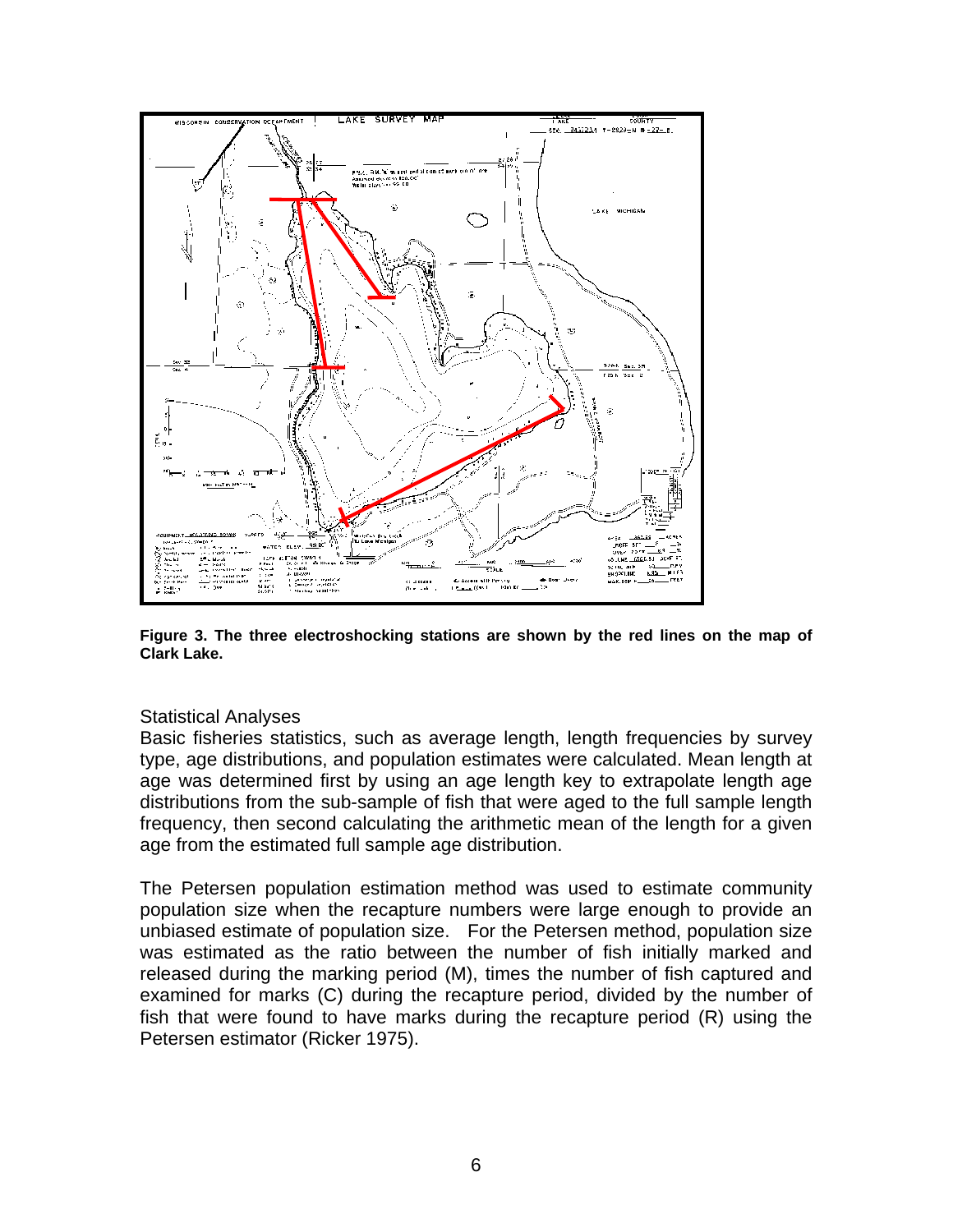**Figure 3. The three electroshocking stations are shown by the red lines on the map of Clark Lake.**

### Statistical Analyses

Basic fisheries statistics, such as average length, length frequencies by survey type, age distributions, and population estimates were calculated. Mean length at age was determined first by using an age length key to extrapolate length age distributions from the sub-sample of fish that were aged to the full sample length frequency, then second calculating the arithmetic mean of the length for a given age from the estimated full sample age distribution.

The Petersen population estimation method was used to estimate community population size when the recapture numbers were large enough to provide an unbiased estimate of population size. For the Petersen method, population size was estimated as the ratio between the number of fish initially marked and released during the marking period (M), times the number of fish captured and examined for marks (C) during the recapture period, divided by the number of fish that were found to have marks during the recapture period (R) using the Petersen estimator (Ricker 1975).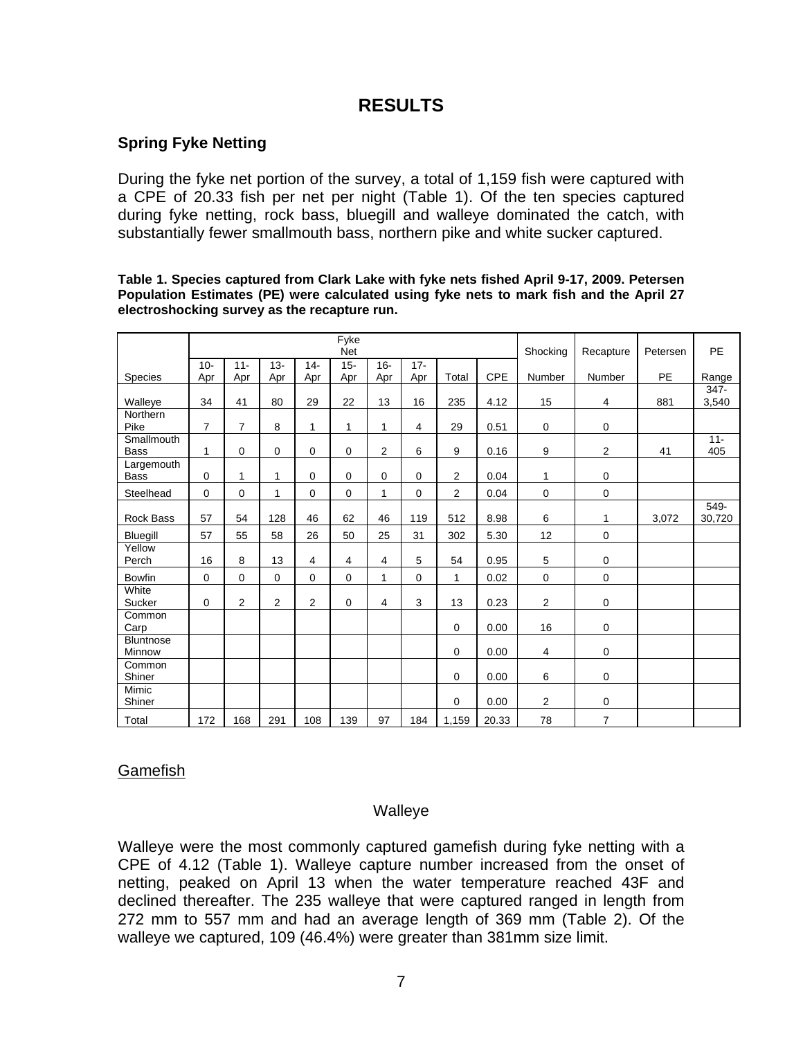# RESULTS

## Spring Fyke Netting

During the fyke net portion of the survey, a total of 1,159 fish were captured with a CPE of 20.33 fish per net per night (Table 1). Of the ten species captured during fyke netting, rock bass, bluegill and walleye dominated the catch, with substantially fewer smallmouth bass, northern pike and white sucker captured.

**Table 1. Species captured from Clark Lake with fyke nets fished April 9-17, 2009. Petersen Population Estimates (PE) were calculated using fyke nets to mark fish and the April 27 electroshocking survey as the recapture run.**

| | Fyke Net | | | | | | | | | Shocking | Recapture | Petersen | PE |
|---|---|---|---|---|---|---|---|---|---|---|---|---|---|
| Species | 10-Apr | 11-Apr | 13-Apr | 14-Apr | 15-Apr | 16-Apr | 17-Apr | Total | CPE | Number | Number | PE | Range |
| Walleye | 34 | 41 | 80 | 29 | 22 | 13 | 16 | 235 | 4.12 | 15 | 4 | 881 | 347-3,540 |
| Northern Pike | 7 | 7 | 8 | 1 | 1 | 1 | 4 | 29 | 0.51 | 0 | 0 | | |
| Smallmouth Bass | 1 | 0 | 0 | 0 | 0 | 2 | 6 | 9 | 0.16 | 9 | 2 | 41 | 11-405 |
| Largemouth Bass | 0 | 1 | 1 | 0 | 0 | 0 | 0 | 2 | 0.04 | 1 | 0 | | |
| Steelhead | 0 | 0 | 1 | 0 | 0 | 1 | 0 | 2 | 0.04 | 0 | 0 | | |
| Rock Bass | 57 | 54 | 128 | 46 | 62 | 46 | 119 | 512 | 8.98 | 6 | 1 | 3,072 | 549-30,720 |
| Bluegill | 57 | 55 | 58 | 26 | 50 | 25 | 31 | 302 | 5.30 | 12 | 0 | | |
| Yellow Perch | 16 | 8 | 13 | 4 | 4 | 4 | 5 | 54 | 0.95 | 5 | 0 | | |
| Bowfin | 0 | 0 | 0 | 0 | 0 | 1 | 0 | 1 | 0.02 | 0 | 0 | | |
| White Sucker | 0 | 2 | 2 | 2 | 0 | 4 | 3 | 13 | 0.23 | 2 | 0 | | |
| Common Carp | | | | | | | | 0 | 0.00 | 16 | 0 | | |
| Bluntnose Minnow | | | | | | | | 0 | 0.00 | 4 | 0 | | |
| Common Shiner | | | | | | | | 0 | 0.00 | 6 | 0 | | |
| Mimic Shiner | | | | | | | | 0 | 0.00 | 2 | 0 | | |
| Total | 172 | 168 | 291 | 108 | 139 | 97 | 184 | 1,159 | 20.33 | 78 | 7 | | |

### Gamefish

#### Walleye

Walleye were the most commonly captured gamefish during fyke netting with a CPE of 4.12 (Table 1). Walleye capture number increased from the onset of netting, peaked on April 13 when the water temperature reached 43F and declined thereafter. The 235 walleye that were captured ranged in length from 272 mm to 557 mm and had an average length of 369 mm (Table 2). Of the walleye we captured, 109 (46.4%) were greater than 381mm size limit.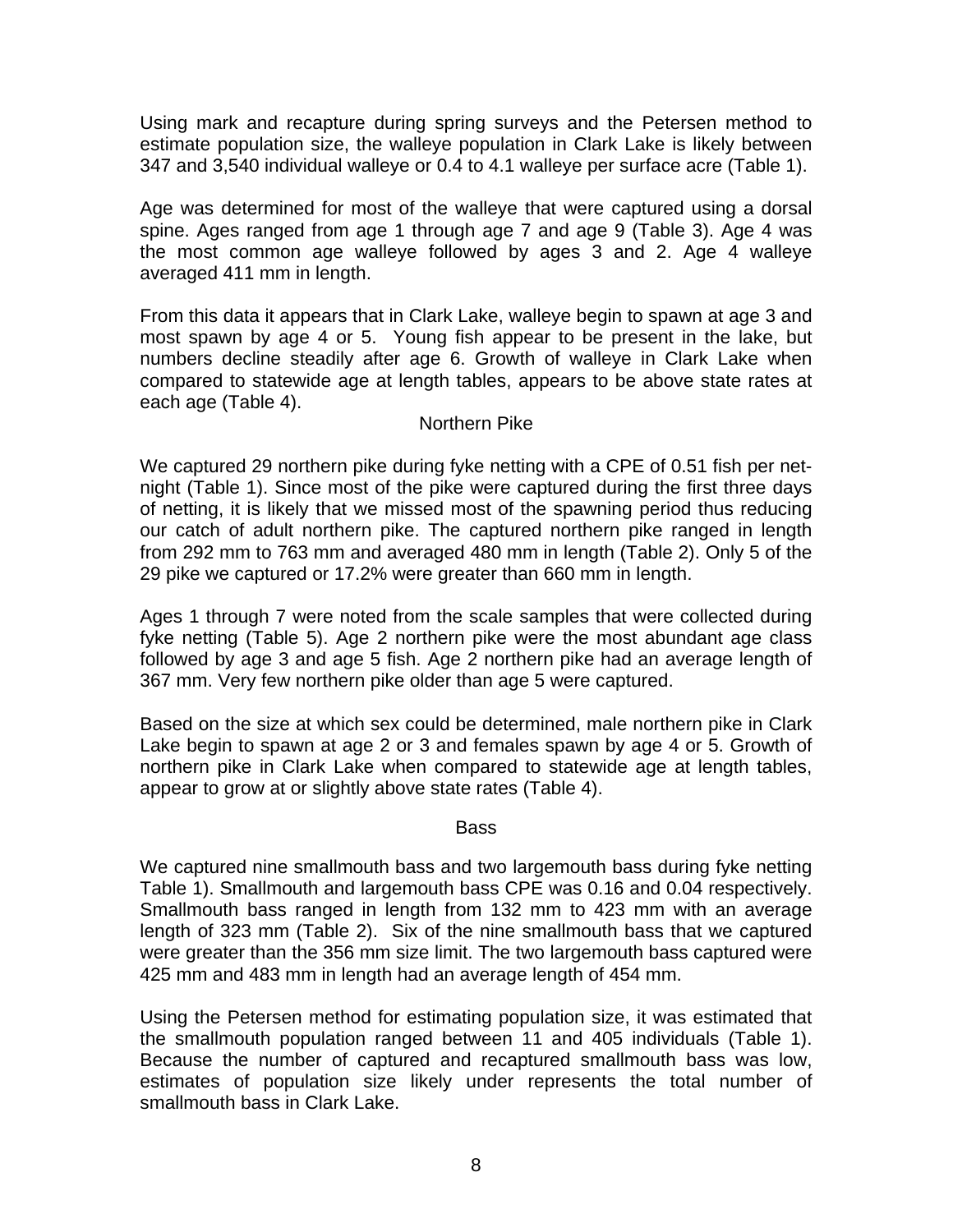Using mark and recapture during spring surveys and the Petersen method to estimate population size, the walleye population in Clark Lake is likely between 347 and 3,540 individual walleye or 0.4 to 4.1 walleye per surface acre (Table 1).

Age was determined for most of the walleye that were captured using a dorsal spine. Ages ranged from age 1 through age 7 and age 9 (Table 3). Age 4 was the most common age walleye followed by ages 3 and 2. Age 4 walleye averaged 411 mm in length.

From this data it appears that in Clark Lake, walleye begin to spawn at age 3 and most spawn by age 4 or 5. Young fish appear to be present in the lake, but numbers decline steadily after age 6. Growth of walleye in Clark Lake when compared to statewide age at length tables, appears to be above state rates at each age (Table 4).

## Northern Pike

We captured 29 northern pike during fyke netting with a CPE of 0.51 fish per net-night (Table 1). Since most of the pike were captured during the first three days of netting, it is likely that we missed most of the spawning period thus reducing our catch of adult northern pike. The captured northern pike ranged in length from 292 mm to 763 mm and averaged 480 mm in length (Table 2). Only 5 of the 29 pike we captured or 17.2% were greater than 660 mm in length.

Ages 1 through 7 were noted from the scale samples that were collected during fyke netting (Table 5). Age 2 northern pike were the most abundant age class followed by age 3 and age 5 fish. Age 2 northern pike had an average length of 367 mm. Very few northern pike older than age 5 were captured.

Based on the size at which sex could be determined, male northern pike in Clark Lake begin to spawn at age 2 or 3 and females spawn by age 4 or 5. Growth of northern pike in Clark Lake when compared to statewide age at length tables, appear to grow at or slightly above state rates (Table 4).

## Bass

We captured nine smallmouth bass and two largemouth bass during fyke netting Table 1). Smallmouth and largemouth bass CPE was 0.16 and 0.04 respectively. Smallmouth bass ranged in length from 132 mm to 423 mm with an average length of 323 mm (Table 2). Six of the nine smallmouth bass that we captured were greater than the 356 mm size limit. The two largemouth bass captured were 425 mm and 483 mm in length had an average length of 454 mm.

Using the Petersen method for estimating population size, it was estimated that the smallmouth population ranged between 11 and 405 individuals (Table 1). Because the number of captured and recaptured smallmouth bass was low, estimates of population size likely under represents the total number of smallmouth bass in Clark Lake.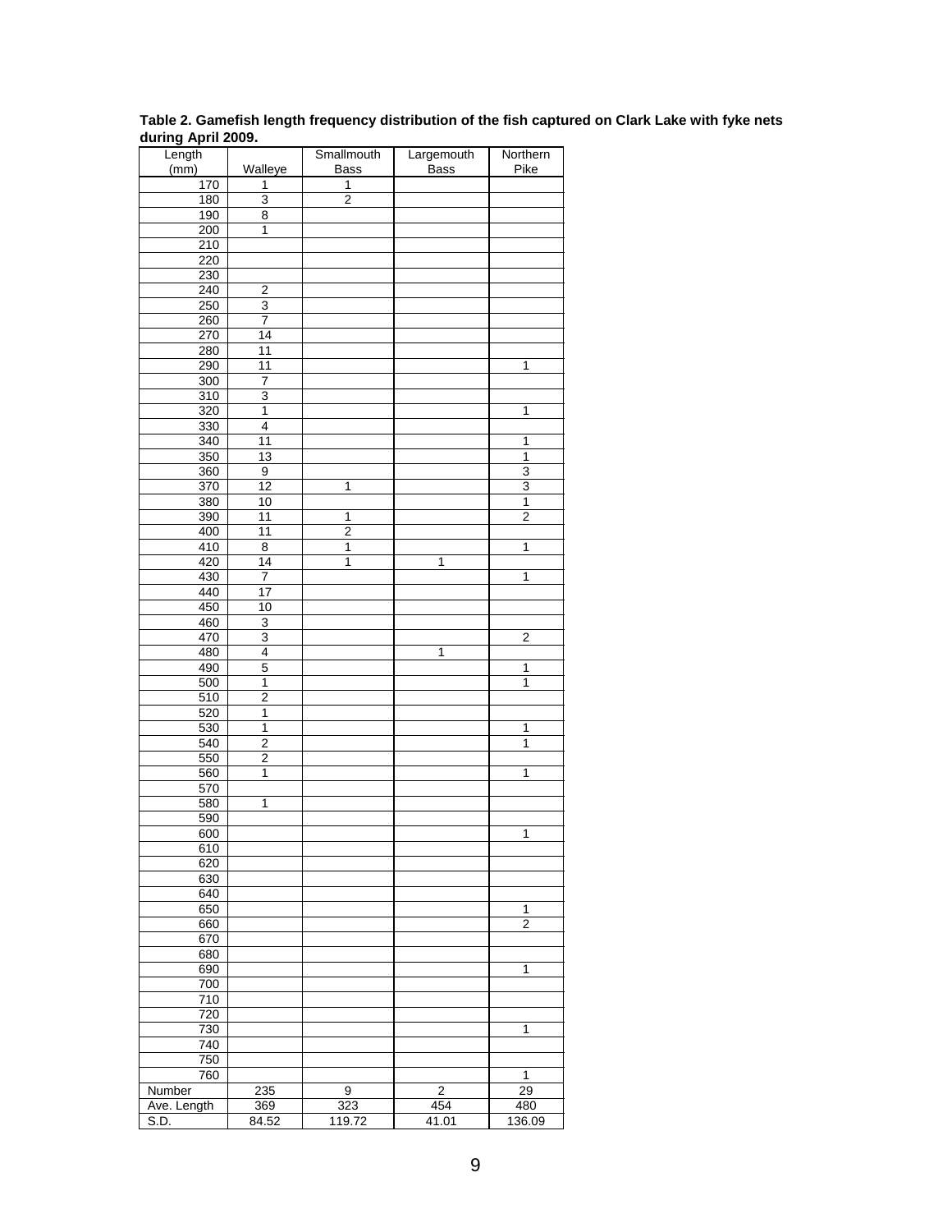**Table 2. Gamefish length frequency distribution of the fish captured on Clark Lake with fyke nets during April 2009.**

| Length (mm) | Walleye | Smallmouth Bass | Largemouth Bass | Northern Pike |
|---|---|---|---|---|
| 170 | 1 | 1 | | |
| 180 | 3 | 2 | | |
| 190 | 8 | | | |
| 200 | 1 | | | |
| 210 | | | | |
| 220 | | | | |
| 230 | | | | |
| 240 | 2 | | | |
| 250 | 3 | | | |
| 260 | 7 | | | |
| 270 | 14 | | | |
| 280 | 11 | | | |
| 290 | 11 | | | 1 |
| 300 | 7 | | | |
| 310 | 3 | | | |
| 320 | 1 | | | 1 |
| 330 | 4 | | | |
| 340 | 11 | | | 1 |
| 350 | 13 | | | 1 |
| 360 | 9 | | | 3 |
| 370 | 12 | 1 | | 3 |
| 380 | 10 | | | 1 |
| 390 | 11 | 1 | | 2 |
| 400 | 11 | 2 | | |
| 410 | 8 | 1 | | 1 |
| 420 | 14 | 1 | 1 | |
| 430 | 7 | | | 1 |
| 440 | 17 | | | |
| 450 | 10 | | | |
| 460 | 3 | | | |
| 470 | 3 | | | 2 |
| 480 | 4 | | 1 | |
| 490 | 5 | | | 1 |
| 500 | 1 | | | 1 |
| 510 | 2 | | | |
| 520 | 1 | | | |
| 530 | 1 | | | 1 |
| 540 | 2 | | | 1 |
| 550 | 2 | | | |
| 560 | 1 | | | 1 |
| 570 | | | | |
| 580 | 1 | | | |
| 590 | | | | |
| 600 | | | | 1 |
| 610 | | | | |
| 620 | | | | |
| 630 | | | | |
| 640 | | | | |
| 650 | | | | 1 |
| 660 | | | | 2 |
| 670 | | | | |
| 680 | | | | |
| 690 | | | | 1 |
| 700 | | | | |
| 710 | | | | |
| 720 | | | | |
| 730 | | | | 1 |
| 740 | | | | |
| 750 | | | | |
| 760 | | | | 1 |
| Number | 235 | 9 | 2 | 29 |
| Ave. Length | 369 | 323 | 454 | 480 |
| S.D. | 84.52 | 119.72 | 41.01 | 136.09 |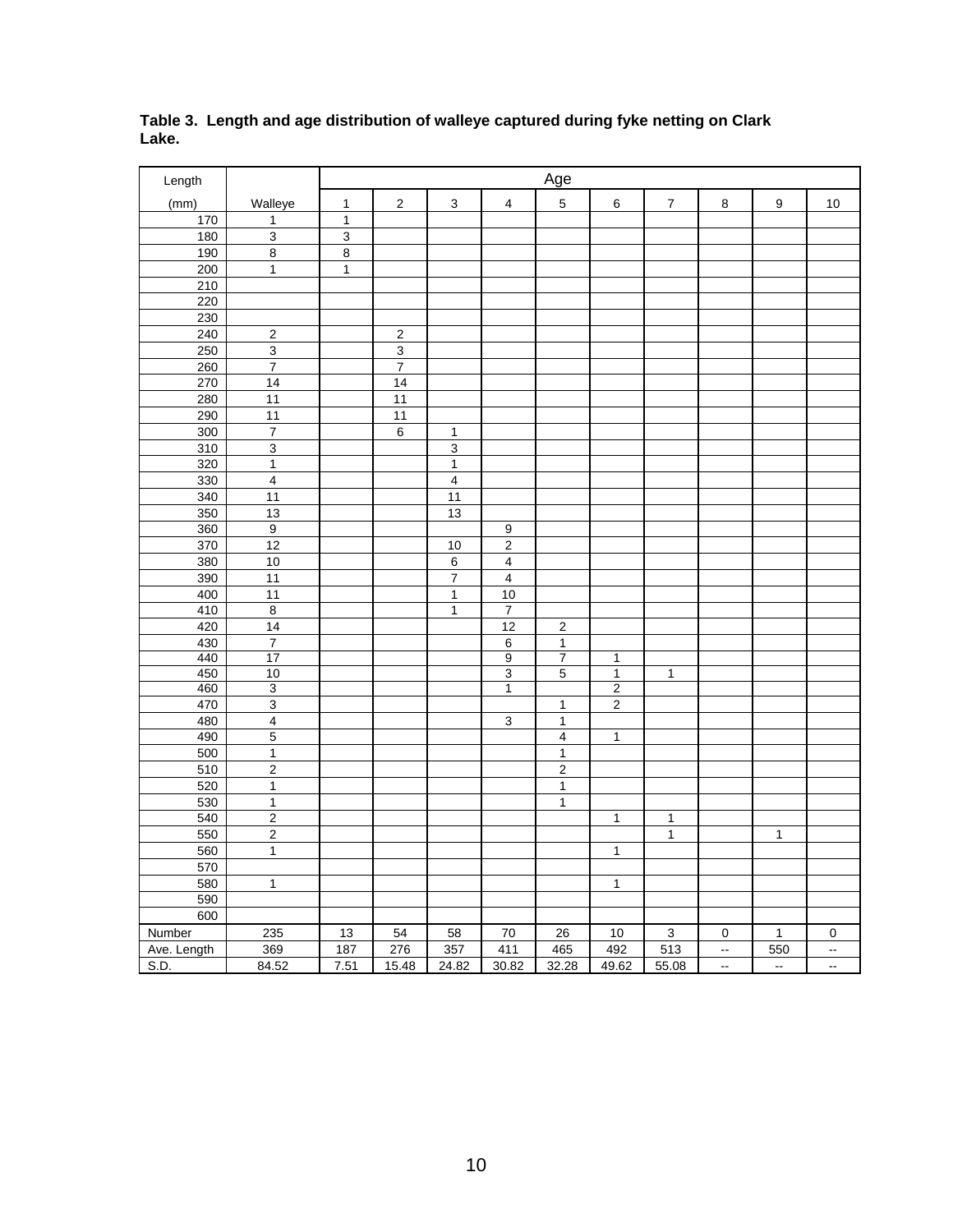**Table 3. Length and age distribution of walleye captured during fyke netting on Clark Lake.**

| Length | | Age | | | | | | | | | |
|---|---|---|---|---|---|---|---|---|---|---|---|
| (mm) | Walleye | 1 | 2 | 3 | 4 | 5 | 6 | 7 | 8 | 9 | 10 |
| 170 | 1 | 1 | | | | | | | | | |
| 180 | 3 | 3 | | | | | | | | | |
| 190 | 8 | 8 | | | | | | | | | |
| 200 | 1 | 1 | | | | | | | | | |
| 210 | | | | | | | | | | | |
| 220 | | | | | | | | | | | |
| 230 | | | | | | | | | | | |
| 240 | 2 | | 2 | | | | | | | | |
| 250 | 3 | | 3 | | | | | | | | |
| 260 | 7 | | 7 | | | | | | | | |
| 270 | 14 | | 14 | | | | | | | | |
| 280 | 11 | | 11 | | | | | | | | |
| 290 | 11 | | 11 | | | | | | | | |
| 300 | 7 | | 6 | 1 | | | | | | | |
| 310 | 3 | | | 3 | | | | | | | |
| 320 | 1 | | | 1 | | | | | | | |
| 330 | 4 | | | 4 | | | | | | | |
| 340 | 11 | | | 11 | | | | | | | |
| 350 | 13 | | | 13 | | | | | | | |
| 360 | 9 | | | | 9 | | | | | | |
| 370 | 12 | | | 10 | 2 | | | | | | |
| 380 | 10 | | | 6 | 4 | | | | | | |
| 390 | 11 | | | 7 | 4 | | | | | | |
| 400 | 11 | | | 1 | 10 | | | | | | |
| 410 | 8 | | | 1 | 7 | | | | | | |
| 420 | 14 | | | | 12 | 2 | | | | | |
| 430 | 7 | | | | 6 | 1 | | | | | |
| 440 | 17 | | | | 9 | 7 | 1 | | | | |
| 450 | 10 | | | | 3 | 5 | 1 | 1 | | | |
| 460 | 3 | | | | 1 | | 2 | | | | |
| 470 | 3 | | | | | 1 | 2 | | | | |
| 480 | 4 | | | | 3 | 1 | | | | | |
| 490 | 5 | | | | | 4 | 1 | | | | |
| 500 | 1 | | | | | 1 | | | | | |
| 510 | 2 | | | | | 2 | | | | | |
| 520 | 1 | | | | | 1 | | | | | |
| 530 | 1 | | | | | 1 | | | | | |
| 540 | 2 | | | | | | 1 | 1 | | | |
| 550 | 2 | | | | | | | 1 | | 1 | |
| 560 | 1 | | | | | | 1 | | | | |
| 570 | | | | | | | | | | | |
| 580 | 1 | | | | | | 1 | | | | |
| 590 | | | | | | | | | | | |
| 600 | | | | | | | | | | | |
| Number | 235 | 13 | 54 | 58 | 70 | 26 | 10 | 3 | 0 | 1 | 0 |
| Ave. Length | 369 | 187 | 276 | 357 | 411 | 465 | 492 | 513 | -- | 550 | -- |
| S.D. | 84.52 | 7.51 | 15.48 | 24.82 | 30.82 | 32.28 | 49.62 | 55.08 | -- | -- | -- |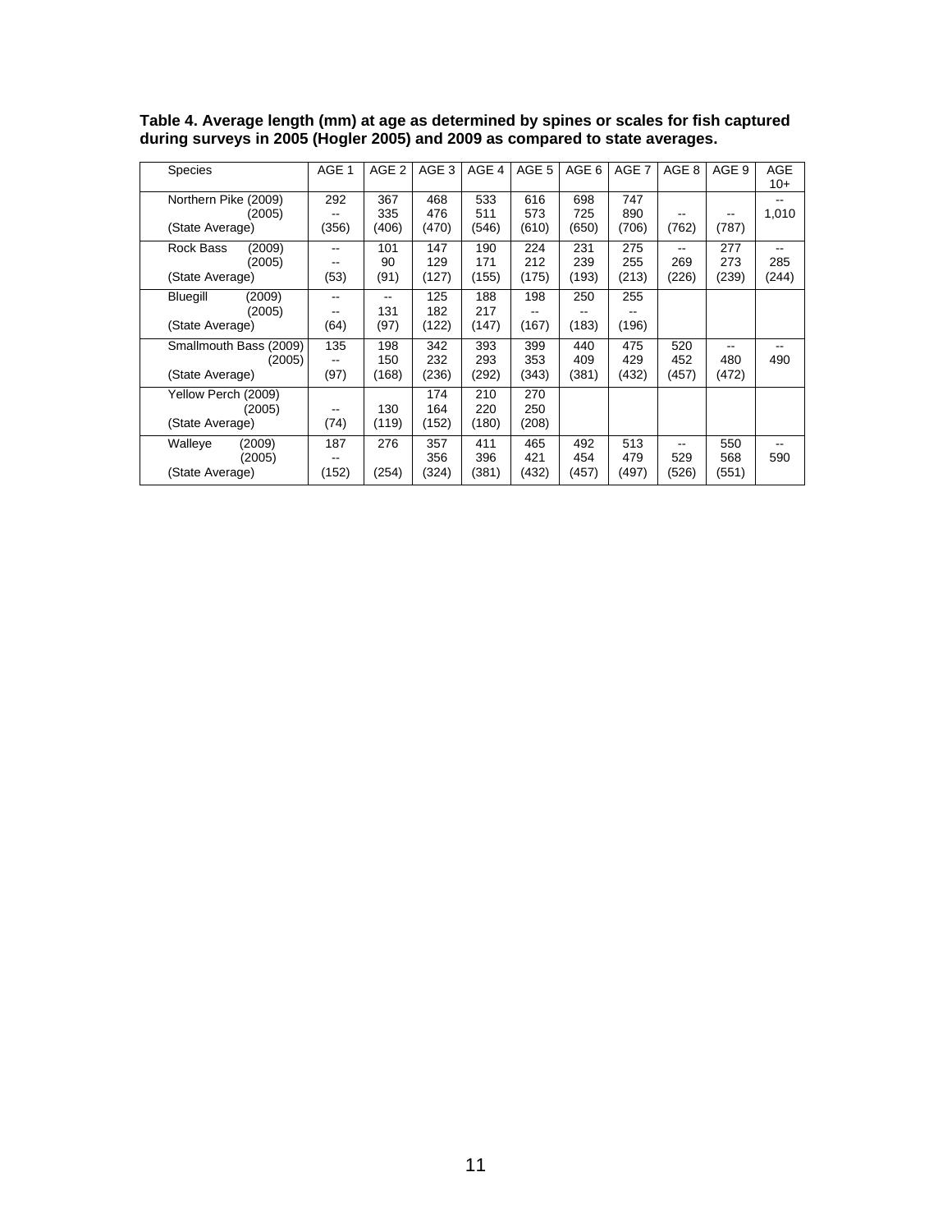**Table 4. Average length (mm) at age as determined by spines or scales for fish captured during surveys in 2005 (Hogler 2005) and 2009 as compared to state averages.**

| Species | AGE 1 | AGE 2 | AGE 3 | AGE 4 | AGE 5 | AGE 6 | AGE 7 | AGE 8 | AGE 9 | AGE 10+ |
|---|---|---|---|---|---|---|---|---|---|---|
| Northern Pike (2009) | 292 | 367 | 468 | 533 | 616 | 698 | 747 | | | -- |
| (2005) | -- | 335 | 476 | 511 | 573 | 725 | 890 | -- | -- | 1,010 |
| (State Average) | (356) | (406) | (470) | (546) | (610) | (650) | (706) | (762) | (787) | |
| Rock Bass (2009) | -- | 101 | 147 | 190 | 224 | 231 | 275 | -- | 277 | -- |
| (2005) | -- | 90 | 129 | 171 | 212 | 239 | 255 | 269 | 273 | 285 |
| (State Average) | (53) | (91) | (127) | (155) | (175) | (193) | (213) | (226) | (239) | (244) |
| Bluegill (2009) | -- | -- | 125 | 188 | 198 | 250 | 255 | | | |
| (2005) | -- | 131 | 182 | 217 | -- | -- | -- | | | |
| (State Average) | (64) | (97) | (122) | (147) | (167) | (183) | (196) | | | |
| Smallmouth Bass (2009) | 135 | 198 | 342 | 393 | 399 | 440 | 475 | 520 | -- | -- |
| (2005) | -- | 150 | 232 | 293 | 353 | 409 | 429 | 452 | 480 | 490 |
| (State Average) | (97) | (168) | (236) | (292) | (343) | (381) | (432) | (457) | (472) | |
| Yellow Perch (2009) | | | 174 | 210 | 270 | | | | | |
| (2005) | -- | 130 | 164 | 220 | 250 | | | | | |
| (State Average) | (74) | (119) | (152) | (180) | (208) | | | | | |
| Walleye (2009) | 187 | 276 | 357 | 411 | 465 | 492 | 513 | -- | 550 | -- |
| (2005) | -- | | 356 | 396 | 421 | 454 | 479 | 529 | 568 | 590 |
| (State Average) | (152) | (254) | (324) | (381) | (432) | (457) | (497) | (526) | (551) | |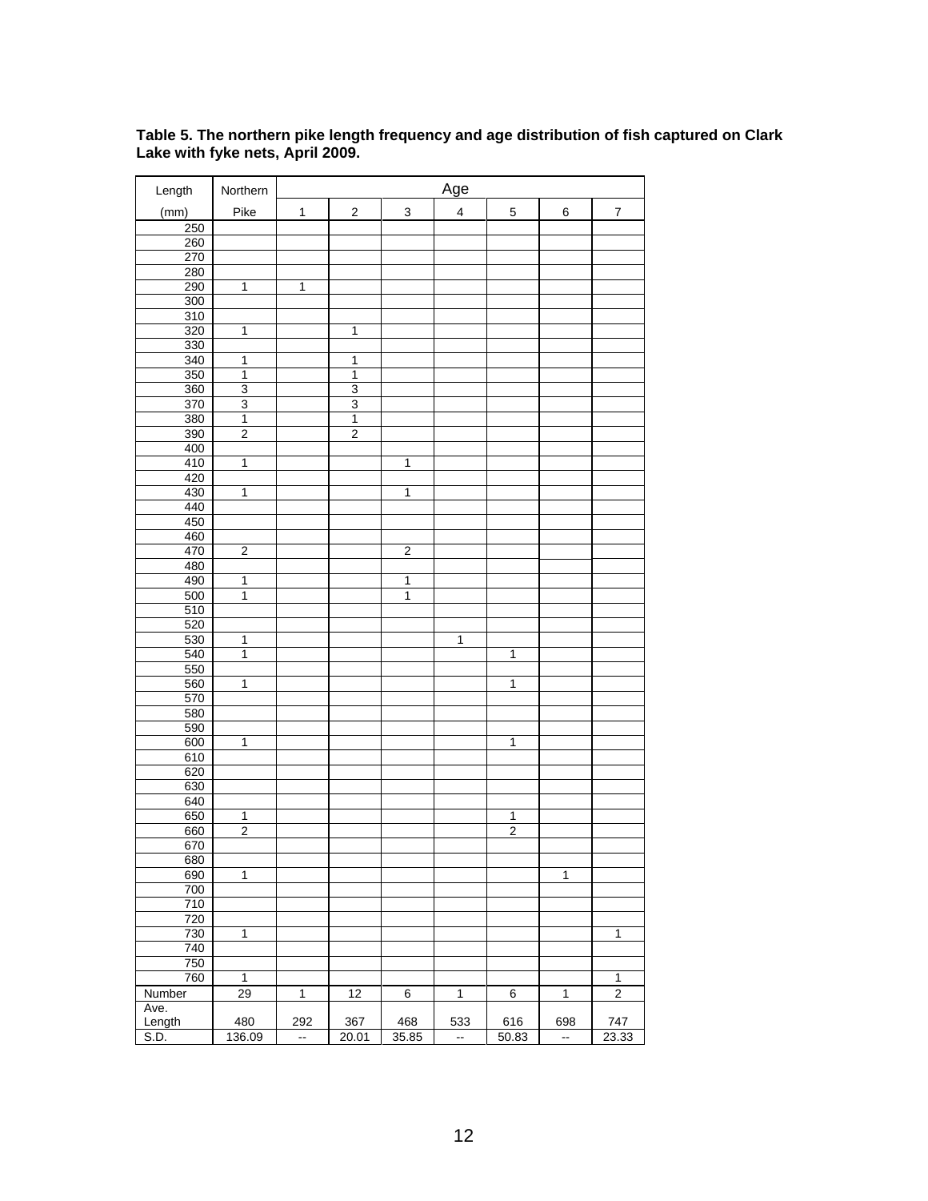**Table 5. The northern pike length frequency and age distribution of fish captured on Clark Lake with fyke nets, April 2009.**

| Length | Northern | Age | | | | | | |
|---|---|---|---|---|---|---|---|---|
| (mm) | Pike | 1 | 2 | 3 | 4 | 5 | 6 | 7 |
| 250 | | | | | | | | |
| 260 | | | | | | | | |
| 270 | | | | | | | | |
| 280 | | | | | | | | |
| 290 | 1 | 1 | | | | | | |
| 300 | | | | | | | | |
| 310 | | | | | | | | |
| 320 | 1 | | 1 | | | | | |
| 330 | | | | | | | | |
| 340 | 1 | | 1 | | | | | |
| 350 | 1 | | 1 | | | | | |
| 360 | 3 | | 3 | | | | | |
| 370 | 3 | | 3 | | | | | |
| 380 | 1 | | 1 | | | | | |
| 390 | 2 | | 2 | | | | | |
| 400 | | | | | | | | |
| 410 | 1 | | | 1 | | | | |
| 420 | | | | | | | | |
| 430 | 1 | | | 1 | | | | |
| 440 | | | | | | | | |
| 450 | | | | | | | | |
| 460 | | | | | | | | |
| 470 | 2 | | | 2 | | | | |
| 480 | | | | | | | | |
| 490 | 1 | | | 1 | | | | |
| 500 | 1 | | | 1 | | | | |
| 510 | | | | | | | | |
| 520 | | | | | | | | |
| 530 | 1 | | | | 1 | | | |
| 540 | 1 | | | | | 1 | | |
| 550 | | | | | | | | |
| 560 | 1 | | | | | 1 | | |
| 570 | | | | | | | | |
| 580 | | | | | | | | |
| 590 | | | | | | | | |
| 600 | 1 | | | | | 1 | | |
| 610 | | | | | | | | |
| 620 | | | | | | | | |
| 630 | | | | | | | | |
| 640 | | | | | | | | |
| 650 | 1 | | | | | 1 | | |
| 660 | 2 | | | | | 2 | | |
| 670 | | | | | | | | |
| 680 | | | | | | | | |
| 690 | 1 | | | | | | 1 | |
| 700 | | | | | | | | |
| 710 | | | | | | | | |
| 720 | | | | | | | | |
| 730 | 1 | | | | | | | 1 |
| 740 | | | | | | | | |
| 750 | | | | | | | | |
| 760 | 1 | | | | | | | 1 |
| Number | 29 | 1 | 12 | 6 | 1 | 6 | 1 | 2 |
| Ave. Length | 480 | 292 | 367 | 468 | 533 | 616 | 698 | 747 |
| S.D. | 136.09 | -- | 20.01 | 35.85 | -- | 50.83 | -- | 23.33 |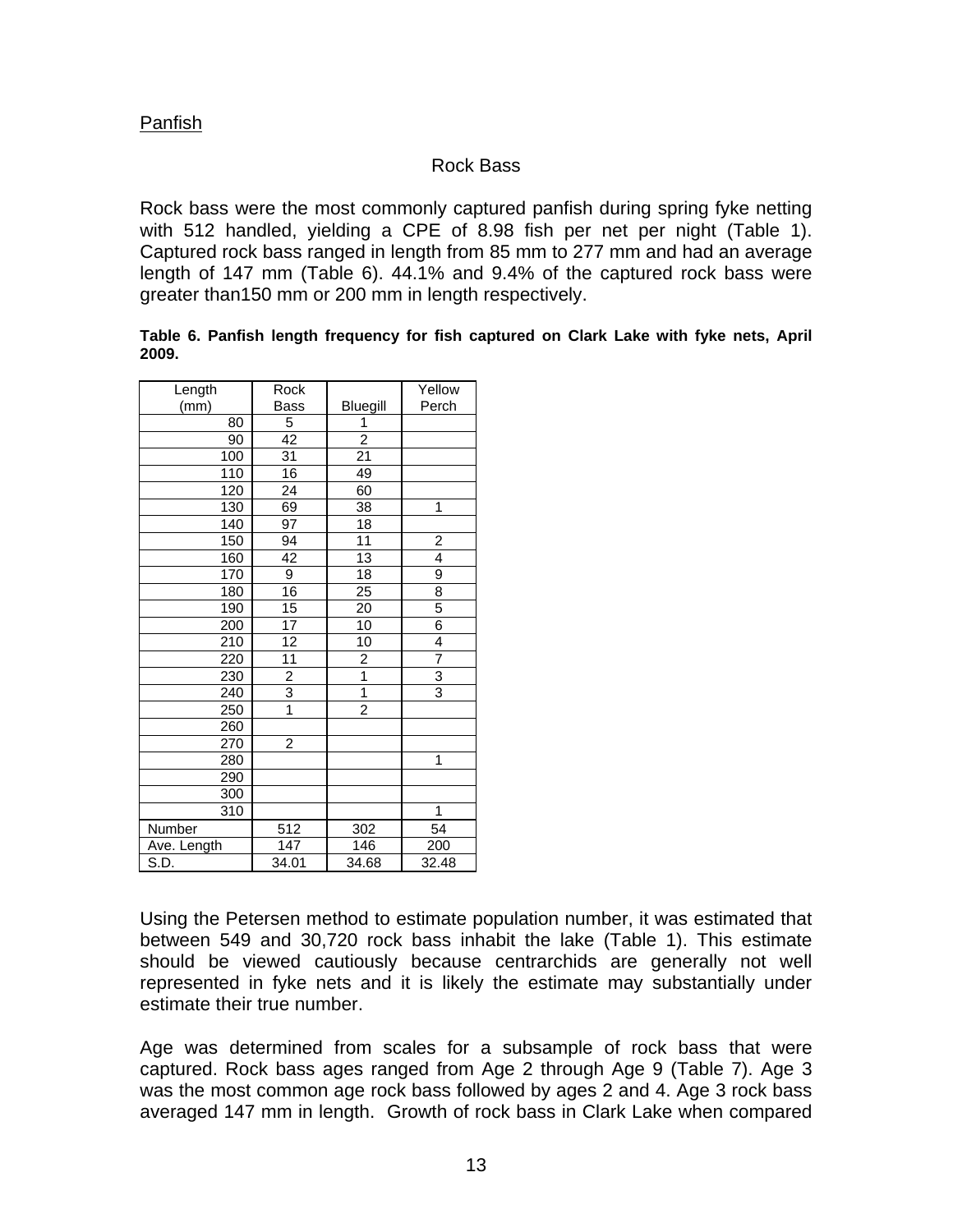Panfish

Rock Bass

Rock bass were the most commonly captured panfish during spring fyke netting with 512 handled, yielding a CPE of 8.98 fish per net per night (Table 1). Captured rock bass ranged in length from 85 mm to 277 mm and had an average length of 147 mm (Table 6). 44.1% and 9.4% of the captured rock bass were greater than150 mm or 200 mm in length respectively.

**Table 6. Panfish length frequency for fish captured on Clark Lake with fyke nets, April 2009.**

| Length (mm) | Rock Bass | Bluegill | Yellow Perch |
|---|---|---|---|
| 80 | 5 | 1 | |
| 90 | 42 | 2 | |
| 100 | 31 | 21 | |
| 110 | 16 | 49 | |
| 120 | 24 | 60 | |
| 130 | 69 | 38 | 1 |
| 140 | 97 | 18 | |
| 150 | 94 | 11 | 2 |
| 160 | 42 | 13 | 4 |
| 170 | 9 | 18 | 9 |
| 180 | 16 | 25 | 8 |
| 190 | 15 | 20 | 5 |
| 200 | 17 | 10 | 6 |
| 210 | 12 | 10 | 4 |
| 220 | 11 | 2 | 7 |
| 230 | 2 | 1 | 3 |
| 240 | 3 | 1 | 3 |
| 250 | 1 | 2 | |
| 260 | | | |
| 270 | 2 | | |
| 280 | | | 1 |
| 290 | | | |
| 300 | | | |
| 310 | | | 1 |
| Number | 512 | 302 | 54 |
| Ave. Length | 147 | 146 | 200 |
| S.D. | 34.01 | 34.68 | 32.48 |

Using the Petersen method to estimate population number, it was estimated that between 549 and 30,720 rock bass inhabit the lake (Table 1). This estimate should be viewed cautiously because centrarchids are generally not well represented in fyke nets and it is likely the estimate may substantially under estimate their true number.

Age was determined from scales for a subsample of rock bass that were captured. Rock bass ages ranged from Age 2 through Age 9 (Table 7). Age 3 was the most common age rock bass followed by ages 2 and 4. Age 3 rock bass averaged 147 mm in length. Growth of rock bass in Clark Lake when compared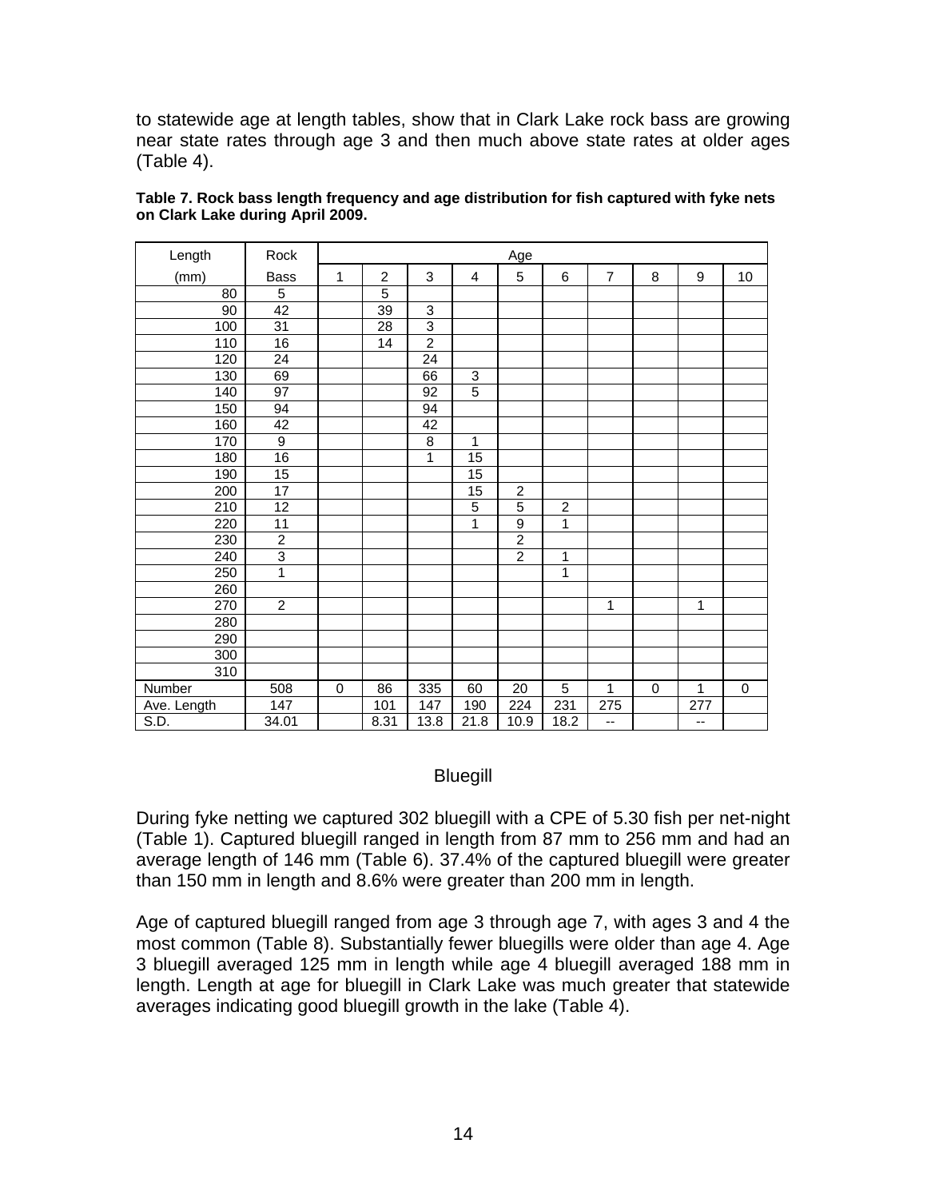to statewide age at length tables, show that in Clark Lake rock bass are growing near state rates through age 3 and then much above state rates at older ages (Table 4).

**Table 7. Rock bass length frequency and age distribution for fish captured with fyke nets on Clark Lake during April 2009.**

| Length | Rock | Age | | | | | | | | | |
|---|---|---|---|---|---|---|---|---|---|---|---|
| (mm) | Bass | 1 | 2 | 3 | 4 | 5 | 6 | 7 | 8 | 9 | 10 |
| 80 | 5 | | 5 | | | | | | | | |
| 90 | 42 | | 39 | 3 | | | | | | | |
| 100 | 31 | | 28 | 3 | | | | | | | |
| 110 | 16 | | 14 | 2 | | | | | | | |
| 120 | 24 | | | 24 | | | | | | | |
| 130 | 69 | | | 66 | 3 | | | | | | |
| 140 | 97 | | | 92 | 5 | | | | | | |
| 150 | 94 | | | 94 | | | | | | | |
| 160 | 42 | | | 42 | | | | | | | |
| 170 | 9 | | | 8 | 1 | | | | | | |
| 180 | 16 | | | 1 | 15 | | | | | | |
| 190 | 15 | | | | 15 | | | | | | |
| 200 | 17 | | | | 15 | 2 | | | | | |
| 210 | 12 | | | | 5 | 5 | 2 | | | | |
| 220 | 11 | | | | 1 | 9 | 1 | | | | |
| 230 | 2 | | | | | 2 | | | | | |
| 240 | 3 | | | | | 2 | 1 | | | | |
| 250 | 1 | | | | | | 1 | | | | |
| 260 | | | | | | | | | | | |
| 270 | 2 | | | | | | | 1 | | 1 | |
| 280 | | | | | | | | | | | |
| 290 | | | | | | | | | | | |
| 300 | | | | | | | | | | | |
| 310 | | | | | | | | | | | |
| Number | 508 | 0 | 86 | 335 | 60 | 20 | 5 | 1 | 0 | 1 | 0 |
| Ave. Length | 147 | | 101 | 147 | 190 | 224 | 231 | 275 | | 277 | |
| S.D. | 34.01 | | 8.31 | 13.8 | 21.8 | 10.9 | 18.2 | -- | | -- | |

### Bluegill

During fyke netting we captured 302 bluegill with a CPE of 5.30 fish per net-night (Table 1). Captured bluegill ranged in length from 87 mm to 256 mm and had an average length of 146 mm (Table 6). 37.4% of the captured bluegill were greater than 150 mm in length and 8.6% were greater than 200 mm in length.

Age of captured bluegill ranged from age 3 through age 7, with ages 3 and 4 the most common (Table 8). Substantially fewer bluegills were older than age 4. Age 3 bluegill averaged 125 mm in length while age 4 bluegill averaged 188 mm in length. Length at age for bluegill in Clark Lake was much greater that statewide averages indicating good bluegill growth in the lake (Table 4).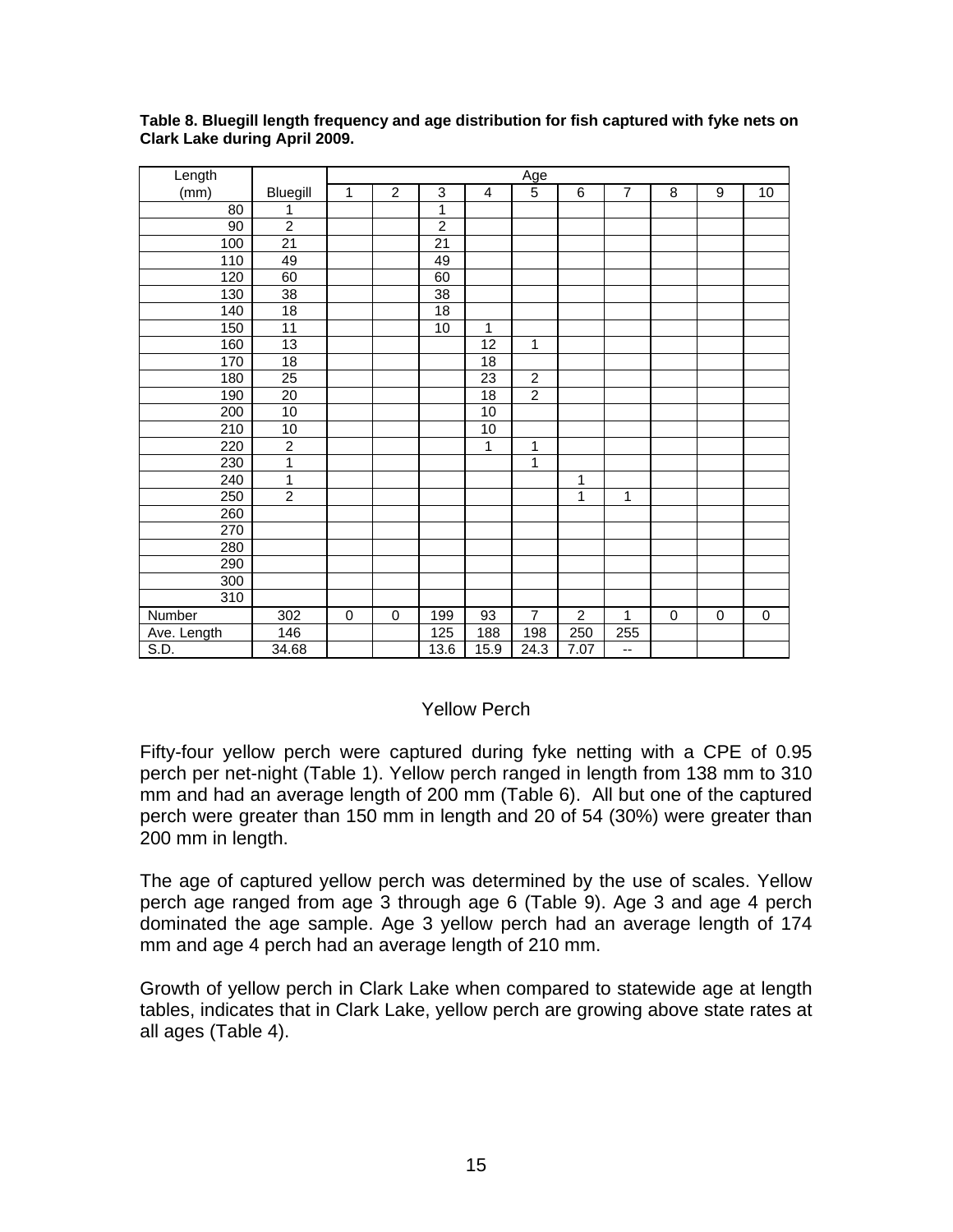**Table 8. Bluegill length frequency and age distribution for fish captured with fyke nets on Clark Lake during April 2009.**

| Length (mm) | Bluegill | Age 1 | 2 | 3 | 4 | 5 | 6 | 7 | 8 | 9 | 10 |
|---|---|---|---|---|---|---|---|---|---|---|---|
| 80 | 1 | | | 1 | | | | | | | |
| 90 | 2 | | | 2 | | | | | | | |
| 100 | 21 | | | 21 | | | | | | | |
| 110 | 49 | | | 49 | | | | | | | |
| 120 | 60 | | | 60 | | | | | | | |
| 130 | 38 | | | 38 | | | | | | | |
| 140 | 18 | | | 18 | | | | | | | |
| 150 | 11 | | | 10 | 1 | | | | | | |
| 160 | 13 | | | | 12 | 1 | | | | | |
| 170 | 18 | | | | 18 | | | | | | |
| 180 | 25 | | | | 23 | 2 | | | | | |
| 190 | 20 | | | | 18 | 2 | | | | | |
| 200 | 10 | | | | 10 | | | | | | |
| 210 | 10 | | | | 10 | | | | | | |
| 220 | 2 | | | | 1 | 1 | | | | | |
| 230 | 1 | | | | | 1 | | | | | |
| 240 | 1 | | | | | | 1 | | | | |
| 250 | 2 | | | | | | 1 | 1 | | | |
| 260 | | | | | | | | | | | |
| 270 | | | | | | | | | | | |
| 280 | | | | | | | | | | | |
| 290 | | | | | | | | | | | |
| 300 | | | | | | | | | | | |
| 310 | | | | | | | | | | | |
| Number | 302 | 0 | 0 | 199 | 93 | 7 | 2 | 1 | 0 | 0 | 0 |
| Ave. Length | 146 | | | 125 | 188 | 198 | 250 | 255 | | | |
| S.D. | 34.68 | | | 13.6 | 15.9 | 24.3 | 7.07 | -- | | | |

## Yellow Perch

Fifty-four yellow perch were captured during fyke netting with a CPE of 0.95 perch per net-night (Table 1). Yellow perch ranged in length from 138 mm to 310 mm and had an average length of 200 mm (Table 6). All but one of the captured perch were greater than 150 mm in length and 20 of 54 (30%) were greater than 200 mm in length.

The age of captured yellow perch was determined by the use of scales. Yellow perch age ranged from age 3 through age 6 (Table 9). Age 3 and age 4 perch dominated the age sample. Age 3 yellow perch had an average length of 174 mm and age 4 perch had an average length of 210 mm.

Growth of yellow perch in Clark Lake when compared to statewide age at length tables, indicates that in Clark Lake, yellow perch are growing above state rates at all ages (Table 4).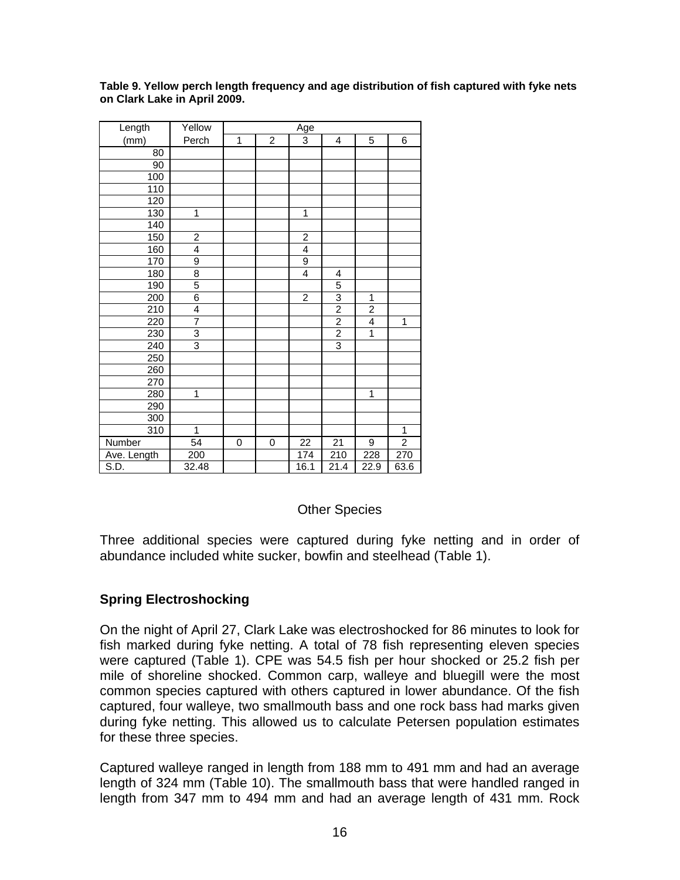**Table 9. Yellow perch length frequency and age distribution of fish captured with fyke nets on Clark Lake in April 2009.**

| Length | Yellow | Age | | | | | |
|---|---|---|---|---|---|---|---|
| (mm) | Perch | 1 | 2 | 3 | 4 | 5 | 6 |
| 80 | | | | | | | |
| 90 | | | | | | | |
| 100 | | | | | | | |
| 110 | | | | | | | |
| 120 | | | | | | | |
| 130 | 1 | | | 1 | | | |
| 140 | | | | | | | |
| 150 | 2 | | | 2 | | | |
| 160 | 4 | | | 4 | | | |
| 170 | 9 | | | 9 | | | |
| 180 | 8 | | | 4 | 4 | | |
| 190 | 5 | | | | 5 | | |
| 200 | 6 | | | 2 | 3 | 1 | |
| 210 | 4 | | | | 2 | 2 | |
| 220 | 7 | | | | 2 | 4 | 1 |
| 230 | 3 | | | | 2 | 1 | |
| 240 | 3 | | | | 3 | | |
| 250 | | | | | | | |
| 260 | | | | | | | |
| 270 | | | | | | | |
| 280 | 1 | | | | | 1 | |
| 290 | | | | | | | |
| 300 | | | | | | | |
| 310 | 1 | | | | | | 1 |
| Number | 54 | 0 | 0 | 22 | 21 | 9 | 2 |
| Ave. Length | 200 | | | 174 | 210 | 228 | 270 |
| S.D. | 32.48 | | | 16.1 | 21.4 | 22.9 | 63.6 |

Other Species

Three additional species were captured during fyke netting and in order of abundance included white sucker, bowfin and steelhead (Table 1).

## Spring Electroshocking

On the night of April 27, Clark Lake was electroshocked for 86 minutes to look for fish marked during fyke netting. A total of 78 fish representing eleven species were captured (Table 1). CPE was 54.5 fish per hour shocked or 25.2 fish per mile of shoreline shocked. Common carp, walleye and bluegill were the most common species captured with others captured in lower abundance. Of the fish captured, four walleye, two smallmouth bass and one rock bass had marks given during fyke netting. This allowed us to calculate Petersen population estimates for these three species.

Captured walleye ranged in length from 188 mm to 491 mm and had an average length of 324 mm (Table 10). The smallmouth bass that were handled ranged in length from 347 mm to 494 mm and had an average length of 431 mm. Rock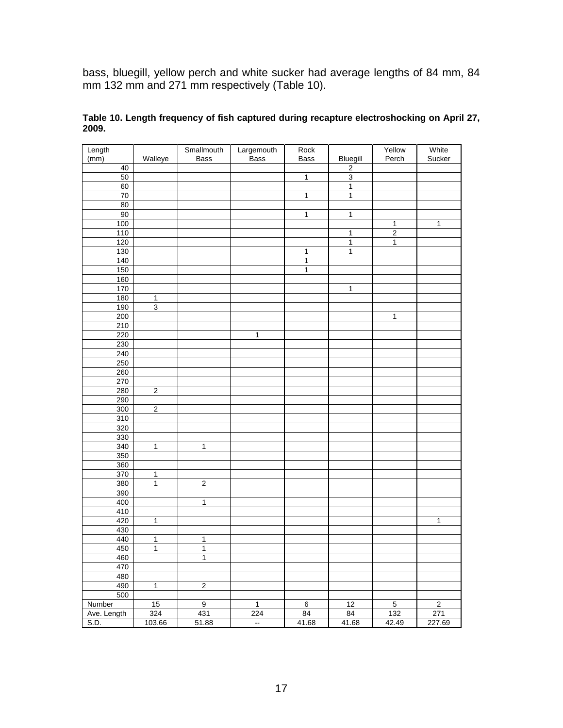bass, bluegill, yellow perch and white sucker had average lengths of 84 mm, 84 mm 132 mm and 271 mm respectively (Table 10).

**Table 10. Length frequency of fish captured during recapture electroshocking on April 27, 2009.**

| Length (mm) | Walleye | Smallmouth Bass | Largemouth Bass | Rock Bass | Bluegill | Yellow Perch | White Sucker |
|---|---|---|---|---|---|---|---|
| 40 | | | | | 2 | | |
| 50 | | | | 1 | 3 | | |
| 60 | | | | | 1 | | |
| 70 | | | | 1 | 1 | | |
| 80 | | | | | | | |
| 90 | | | | 1 | 1 | | |
| 100 | | | | | | 1 | 1 |
| 110 | | | | | 1 | 2 | |
| 120 | | | | | 1 | 1 | |
| 130 | | | | 1 | 1 | | |
| 140 | | | | 1 | | | |
| 150 | | | | 1 | | | |
| 160 | | | | | | | |
| 170 | | | | | 1 | | |
| 180 | 1 | | | | | | |
| 190 | 3 | | | | | | |
| 200 | | | | | | 1 | |
| 210 | | | | | | | |
| 220 | | | 1 | | | | |
| 230 | | | | | | | |
| 240 | | | | | | | |
| 250 | | | | | | | |
| 260 | | | | | | | |
| 270 | | | | | | | |
| 280 | 2 | | | | | | |
| 290 | | | | | | | |
| 300 | 2 | | | | | | |
| 310 | | | | | | | |
| 320 | | | | | | | |
| 330 | | | | | | | |
| 340 | 1 | 1 | | | | | |
| 350 | | | | | | | |
| 360 | | | | | | | |
| 370 | 1 | | | | | | |
| 380 | 1 | 2 | | | | | |
| 390 | | | | | | | |
| 400 | | 1 | | | | | |
| 410 | | | | | | | |
| 420 | 1 | | | | | | 1 |
| 430 | | | | | | | |
| 440 | 1 | 1 | | | | | |
| 450 | 1 | 1 | | | | | |
| 460 | | 1 | | | | | |
| 470 | | | | | | | |
| 480 | | | | | | | |
| 490 | 1 | 2 | | | | | |
| 500 | | | | | | | |
| Number | 15 | 9 | 1 | 6 | 12 | 5 | 2 |
| Ave. Length | 324 | 431 | 224 | 84 | 84 | 132 | 271 |
| S.D. | 103.66 | 51.88 | -- | 41.68 | 41.68 | 42.49 | 227.69 |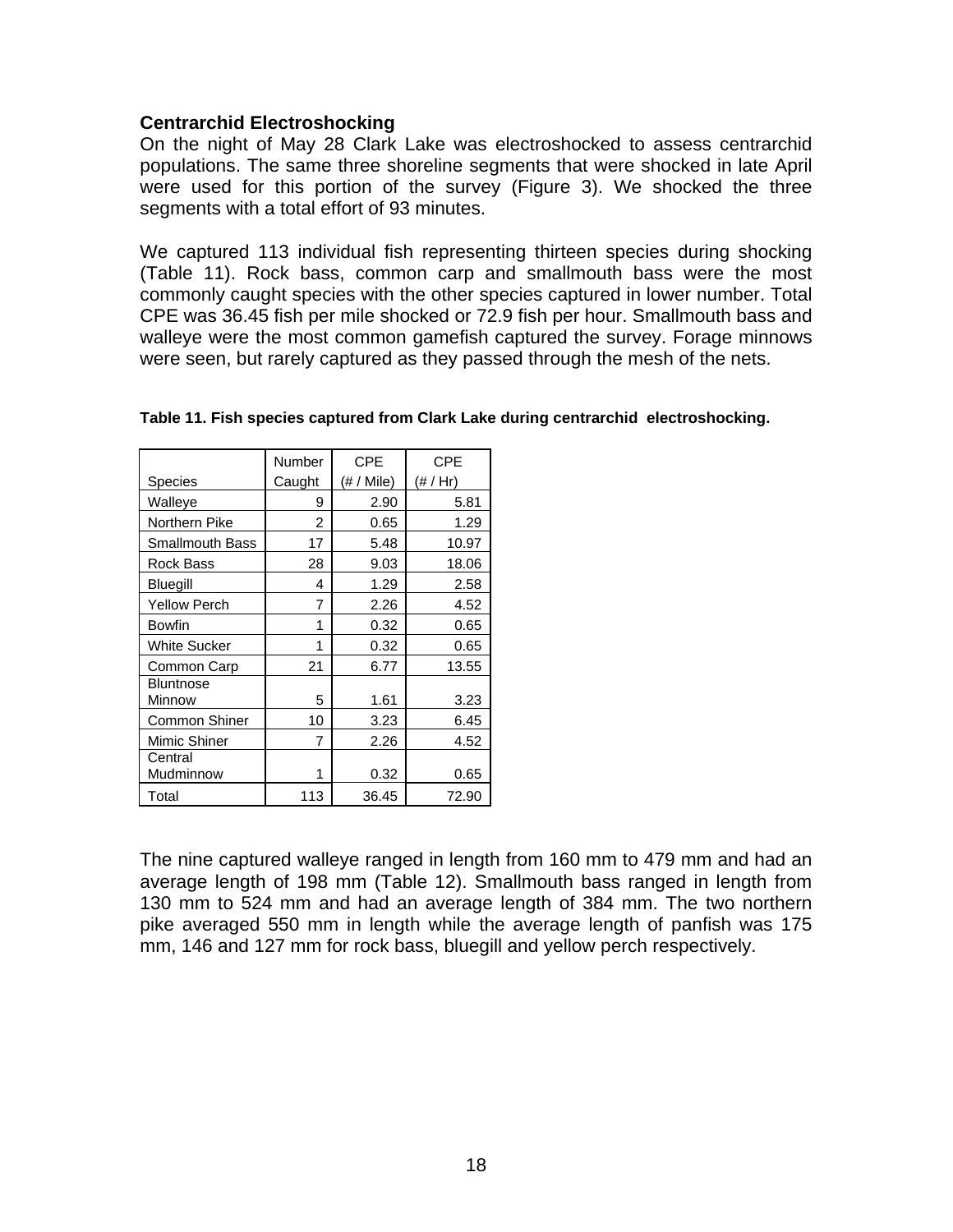### Centrarchid Electroshocking

On the night of May 28 Clark Lake was electroshocked to assess centrarchid populations. The same three shoreline segments that were shocked in late April were used for this portion of the survey (Figure 3). We shocked the three segments with a total effort of 93 minutes.

We captured 113 individual fish representing thirteen species during shocking (Table 11). Rock bass, common carp and smallmouth bass were the most commonly caught species with the other species captured in lower number. Total CPE was 36.45 fish per mile shocked or 72.9 fish per hour. Smallmouth bass and walleye were the most common gamefish captured the survey. Forage minnows were seen, but rarely captured as they passed through the mesh of the nets.

**Table 11. Fish species captured from Clark Lake during centrarchid electroshocking.**

| Species | Number Caught | CPE (# / Mile) | CPE (# / Hr) |
|---|---|---|---|
| Walleye | 9 | 2.90 | 5.81 |
| Northern Pike | 2 | 0.65 | 1.29 |
| Smallmouth Bass | 17 | 5.48 | 10.97 |
| Rock Bass | 28 | 9.03 | 18.06 |
| Bluegill | 4 | 1.29 | 2.58 |
| Yellow Perch | 7 | 2.26 | 4.52 |
| Bowfin | 1 | 0.32 | 0.65 |
| White Sucker | 1 | 0.32 | 0.65 |
| Common Carp | 21 | 6.77 | 13.55 |
| Bluntnose Minnow | 5 | 1.61 | 3.23 |
| Common Shiner | 10 | 3.23 | 6.45 |
| Mimic Shiner | 7 | 2.26 | 4.52 |
| Central Mudminnow | 1 | 0.32 | 0.65 |
| Total | 113 | 36.45 | 72.90 |

The nine captured walleye ranged in length from 160 mm to 479 mm and had an average length of 198 mm (Table 12). Smallmouth bass ranged in length from 130 mm to 524 mm and had an average length of 384 mm. The two northern pike averaged 550 mm in length while the average length of panfish was 175 mm, 146 and 127 mm for rock bass, bluegill and yellow perch respectively.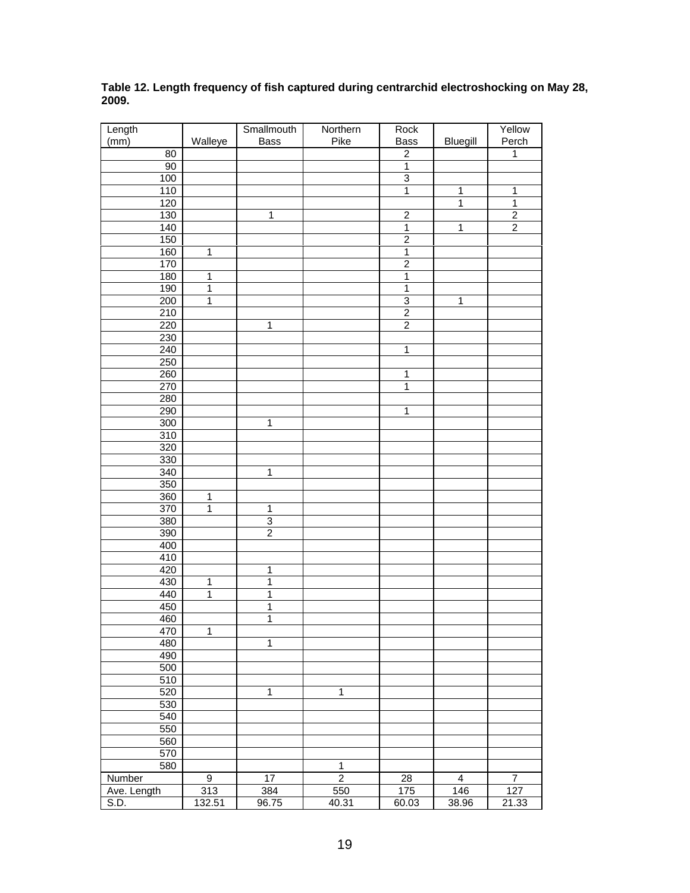**Table 12. Length frequency of fish captured during centrarchid electroshocking on May 28, 2009.**

| Length (mm) | Walleye | Smallmouth Bass | Northern Pike | Rock Bass | Bluegill | Yellow Perch |
|---|---|---|---|---|---|---|
| 80 | | | | 2 | | 1 |
| 90 | | | | 1 | | |
| 100 | | | | 3 | | |
| 110 | | | | 1 | 1 | 1 |
| 120 | | | | | 1 | 1 |
| 130 | | 1 | | 2 | | 2 |
| 140 | | | | 1 | 1 | 2 |
| 150 | | | | 2 | | |
| 160 | 1 | | | 1 | | |
| 170 | | | | 2 | | |
| 180 | 1 | | | 1 | | |
| 190 | 1 | | | 1 | | |
| 200 | 1 | | | 3 | 1 | |
| 210 | | | | 2 | | |
| 220 | | 1 | | 2 | | |
| 230 | | | | | | |
| 240 | | | | 1 | | |
| 250 | | | | | | |
| 260 | | | | 1 | | |
| 270 | | | | 1 | | |
| 280 | | | | | | |
| 290 | | | | 1 | | |
| 300 | | 1 | | | | |
| 310 | | | | | | |
| 320 | | | | | | |
| 330 | | | | | | |
| 340 | | 1 | | | | |
| 350 | | | | | | |
| 360 | 1 | | | | | |
| 370 | 1 | 1 | | | | |
| 380 | | 3 | | | | |
| 390 | | 2 | | | | |
| 400 | | | | | | |
| 410 | | | | | | |
| 420 | | 1 | | | | |
| 430 | 1 | 1 | | | | |
| 440 | 1 | 1 | | | | |
| 450 | | 1 | | | | |
| 460 | | 1 | | | | |
| 470 | 1 | | | | | |
| 480 | | 1 | | | | |
| 490 | | | | | | |
| 500 | | | | | | |
| 510 | | | | | | |
| 520 | | 1 | 1 | | | |
| 530 | | | | | | |
| 540 | | | | | | |
| 550 | | | | | | |
| 560 | | | | | | |
| 570 | | | | | | |
| 580 | | | 1 | | | |
| Number | 9 | 17 | 2 | 28 | 4 | 7 |
| Ave. Length | 313 | 384 | 550 | 175 | 146 | 127 |
| S.D. | 132.51 | 96.75 | 40.31 | 60.03 | 38.96 | 21.33 |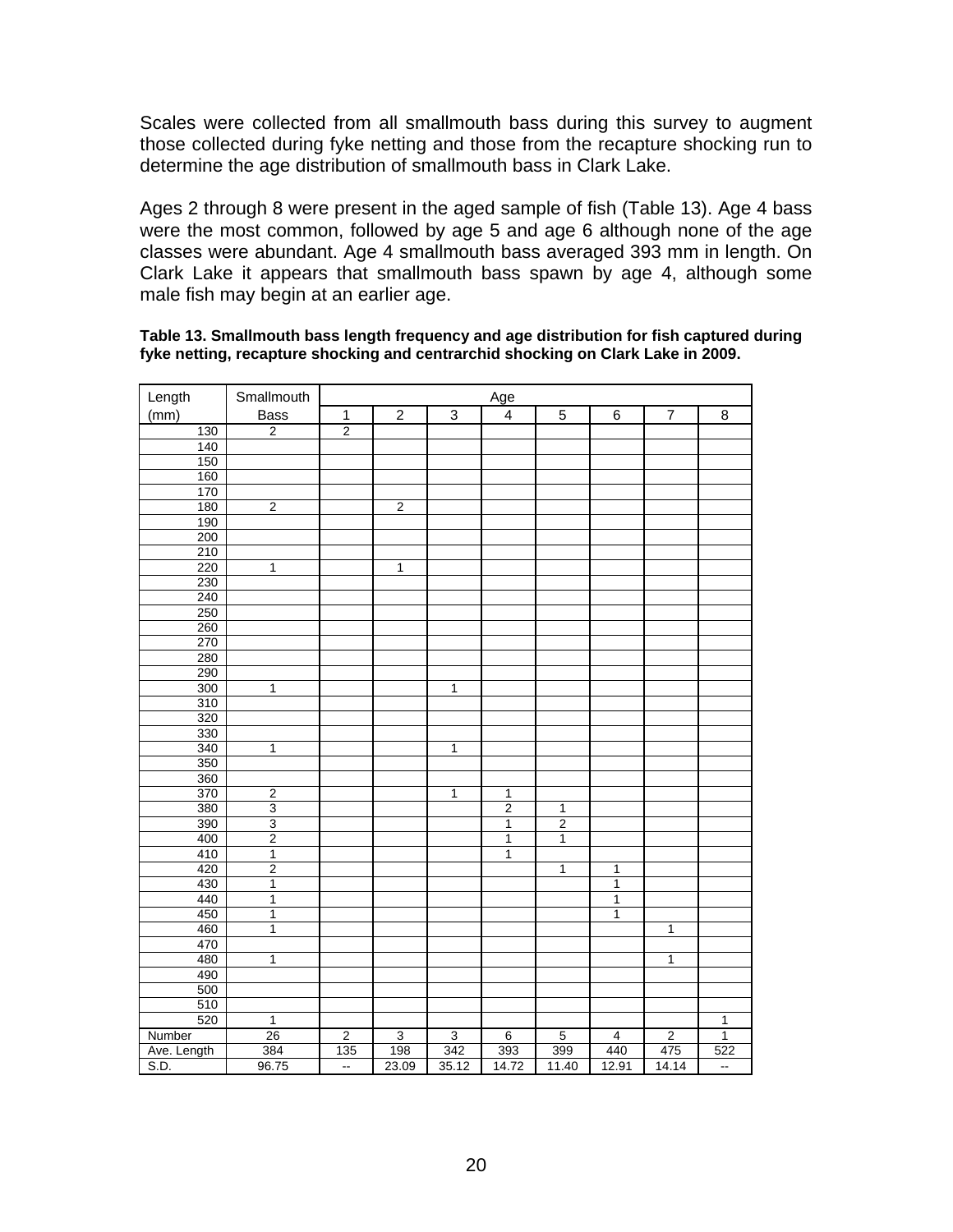Scales were collected from all smallmouth bass during this survey to augment those collected during fyke netting and those from the recapture shocking run to determine the age distribution of smallmouth bass in Clark Lake.

Ages 2 through 8 were present in the aged sample of fish (Table 13). Age 4 bass were the most common, followed by age 5 and age 6 although none of the age classes were abundant. Age 4 smallmouth bass averaged 393 mm in length. On Clark Lake it appears that smallmouth bass spawn by age 4, although some male fish may begin at an earlier age.

**Table 13. Smallmouth bass length frequency and age distribution for fish captured during fyke netting, recapture shocking and centrarchid shocking on Clark Lake in 2009.**

| Length | Smallmouth | Age | | | | | | | |
|---|---|---|---|---|---|---|---|---|---|
| (mm) | Bass | 1 | 2 | 3 | 4 | 5 | 6 | 7 | 8 |
| 130 | 2 | 2 | | | | | | | |
| 140 | | | | | | | | | |
| 150 | | | | | | | | | |
| 160 | | | | | | | | | |
| 170 | | | | | | | | | |
| 180 | 2 | | 2 | | | | | | |
| 190 | | | | | | | | | |
| 200 | | | | | | | | | |
| 210 | | | | | | | | | |
| 220 | 1 | | 1 | | | | | | |
| 230 | | | | | | | | | |
| 240 | | | | | | | | | |
| 250 | | | | | | | | | |
| 260 | | | | | | | | | |
| 270 | | | | | | | | | |
| 280 | | | | | | | | | |
| 290 | | | | | | | | | |
| 300 | 1 | | | 1 | | | | | |
| 310 | | | | | | | | | |
| 320 | | | | | | | | | |
| 330 | | | | | | | | | |
| 340 | 1 | | | 1 | | | | | |
| 350 | | | | | | | | | |
| 360 | | | | | | | | | |
| 370 | 2 | | | 1 | 1 | | | | |
| 380 | 3 | | | | 2 | 1 | | | |
| 390 | 3 | | | | 1 | 2 | | | |
| 400 | 2 | | | | 1 | 1 | | | |
| 410 | 1 | | | | 1 | | | | |
| 420 | 2 | | | | | 1 | 1 | | |
| 430 | 1 | | | | | | 1 | | |
| 440 | 1 | | | | | | 1 | | |
| 450 | 1 | | | | | | 1 | | |
| 460 | 1 | | | | | | | 1 | |
| 470 | | | | | | | | | |
| 480 | 1 | | | | | | | 1 | |
| 490 | | | | | | | | | |
| 500 | | | | | | | | | |
| 510 | | | | | | | | | |
| 520 | 1 | | | | | | | | 1 |
| Number | 26 | 2 | 3 | 3 | 6 | 5 | 4 | 2 | 1 |
| Ave. Length | 384 | 135 | 198 | 342 | 393 | 399 | 440 | 475 | 522 |
| S.D. | 96.75 | -- | 23.09 | 35.12 | 14.72 | 11.40 | 12.91 | 14.14 | -- |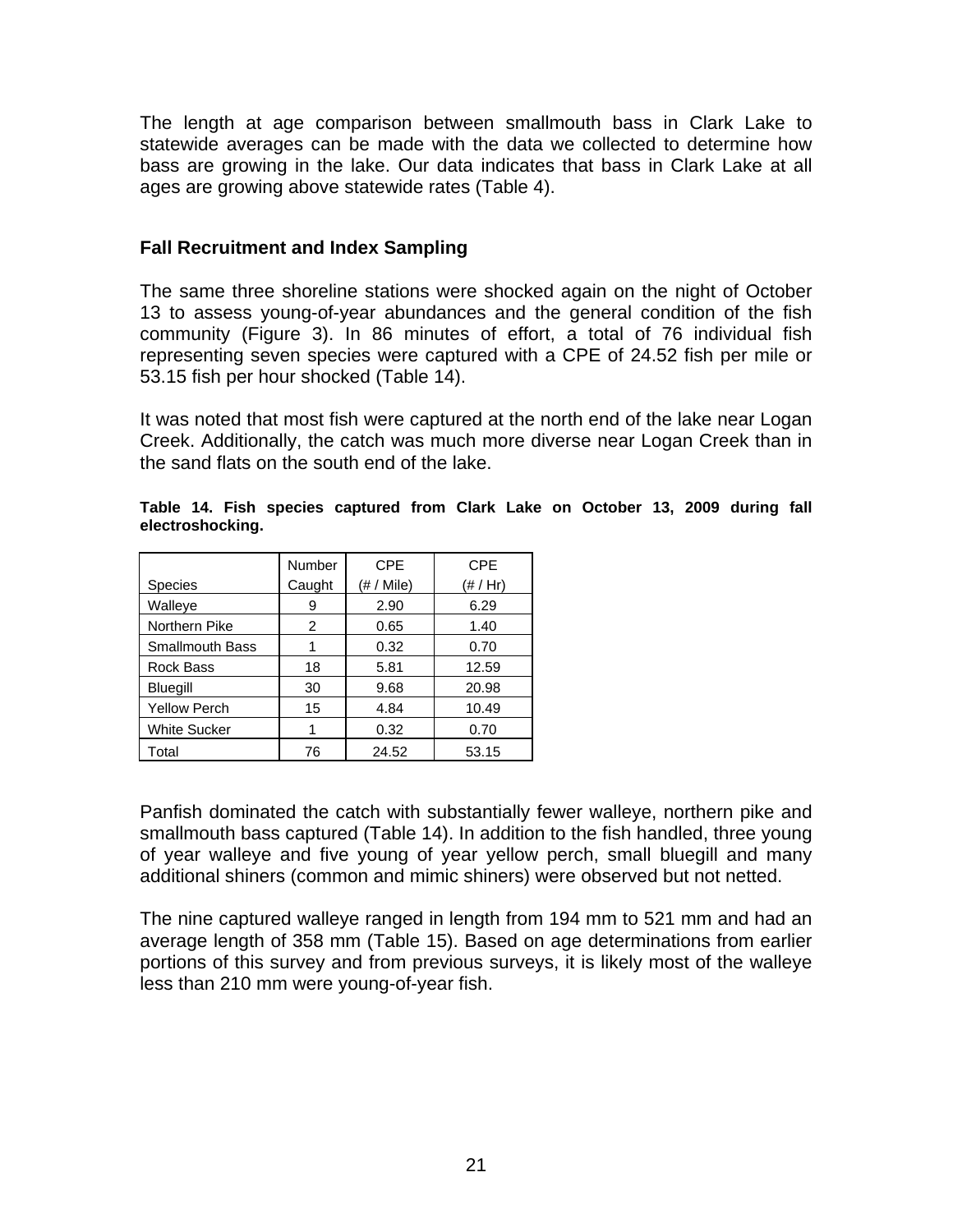The length at age comparison between smallmouth bass in Clark Lake to statewide averages can be made with the data we collected to determine how bass are growing in the lake. Our data indicates that bass in Clark Lake at all ages are growing above statewide rates (Table 4).

### Fall Recruitment and Index Sampling

The same three shoreline stations were shocked again on the night of October 13 to assess young-of-year abundances and the general condition of the fish community (Figure 3). In 86 minutes of effort, a total of 76 individual fish representing seven species were captured with a CPE of 24.52 fish per mile or 53.15 fish per hour shocked (Table 14).

It was noted that most fish were captured at the north end of the lake near Logan Creek. Additionally, the catch was much more diverse near Logan Creek than in the sand flats on the south end of the lake.

**Table 14. Fish species captured from Clark Lake on October 13, 2009 during fall electroshocking.**

| Species | Number Caught | CPE (# / Mile) | CPE (# / Hr) |
|---|---|---|---|
| Walleye | 9 | 2.90 | 6.29 |
| Northern Pike | 2 | 0.65 | 1.40 |
| Smallmouth Bass | 1 | 0.32 | 0.70 |
| Rock Bass | 18 | 5.81 | 12.59 |
| Bluegill | 30 | 9.68 | 20.98 |
| Yellow Perch | 15 | 4.84 | 10.49 |
| White Sucker | 1 | 0.32 | 0.70 |
| Total | 76 | 24.52 | 53.15 |

Panfish dominated the catch with substantially fewer walleye, northern pike and smallmouth bass captured (Table 14). In addition to the fish handled, three young of year walleye and five young of year yellow perch, small bluegill and many additional shiners (common and mimic shiners) were observed but not netted.

The nine captured walleye ranged in length from 194 mm to 521 mm and had an average length of 358 mm (Table 15). Based on age determinations from earlier portions of this survey and from previous surveys, it is likely most of the walleye less than 210 mm were young-of-year fish.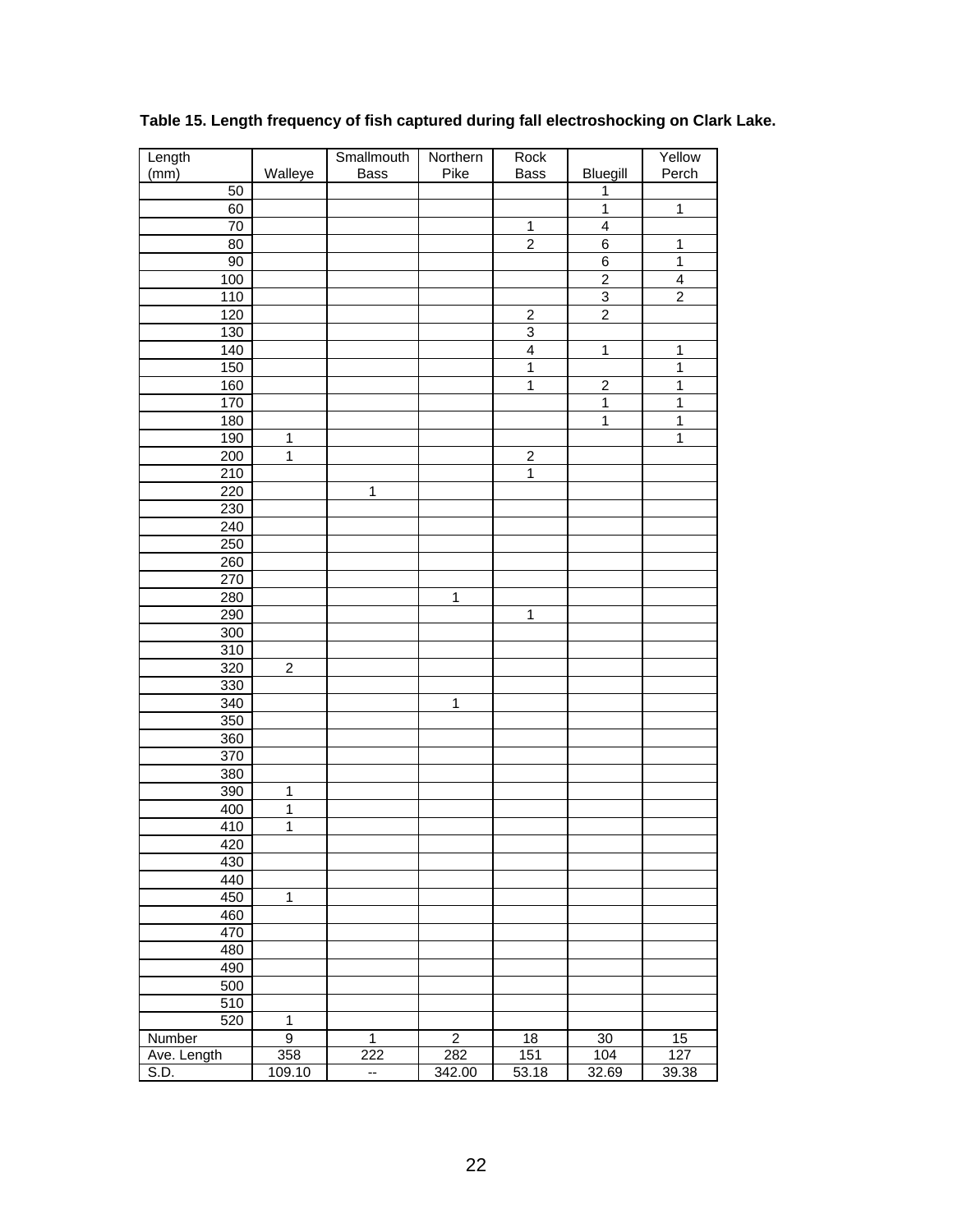**Table 15. Length frequency of fish captured during fall electroshocking on Clark Lake.**

| Length (mm) | Walleye | Smallmouth Bass | Northern Pike | Rock Bass | Bluegill | Yellow Perch |
|---|---|---|---|---|---|---|
| 50 | | | | | 1 | |
| 60 | | | | | 1 | 1 |
| 70 | | | | 1 | 4 | |
| 80 | | | | 2 | 6 | 1 |
| 90 | | | | | 6 | 1 |
| 100 | | | | | 2 | 4 |
| 110 | | | | | 3 | 2 |
| 120 | | | | 2 | 2 | |
| 130 | | | | 3 | | |
| 140 | | | | 4 | 1 | 1 |
| 150 | | | | 1 | | 1 |
| 160 | | | | 1 | 2 | 1 |
| 170 | | | | | 1 | 1 |
| 180 | | | | | 1 | 1 |
| 190 | 1 | | | | | 1 |
| 200 | 1 | | | 2 | | |
| 210 | | | | 1 | | |
| 220 | | 1 | | | | |
| 230 | | | | | | |
| 240 | | | | | | |
| 250 | | | | | | |
| 260 | | | | | | |
| 270 | | | | | | |
| 280 | | | 1 | | | |
| 290 | | | | 1 | | |
| 300 | | | | | | |
| 310 | | | | | | |
| 320 | 2 | | | | | |
| 330 | | | | | | |
| 340 | | | 1 | | | |
| 350 | | | | | | |
| 360 | | | | | | |
| 370 | | | | | | |
| 380 | | | | | | |
| 390 | 1 | | | | | |
| 400 | 1 | | | | | |
| 410 | 1 | | | | | |
| 420 | | | | | | |
| 430 | | | | | | |
| 440 | | | | | | |
| 450 | 1 | | | | | |
| 460 | | | | | | |
| 470 | | | | | | |
| 480 | | | | | | |
| 490 | | | | | | |
| 500 | | | | | | |
| 510 | | | | | | |
| 520 | 1 | | | | | |
| Number | 9 | 1 | 2 | 18 | 30 | 15 |
| Ave. Length | 358 | 222 | 282 | 151 | 104 | 127 |
| S.D. | 109.10 | -- | 342.00 | 53.18 | 32.69 | 39.38 |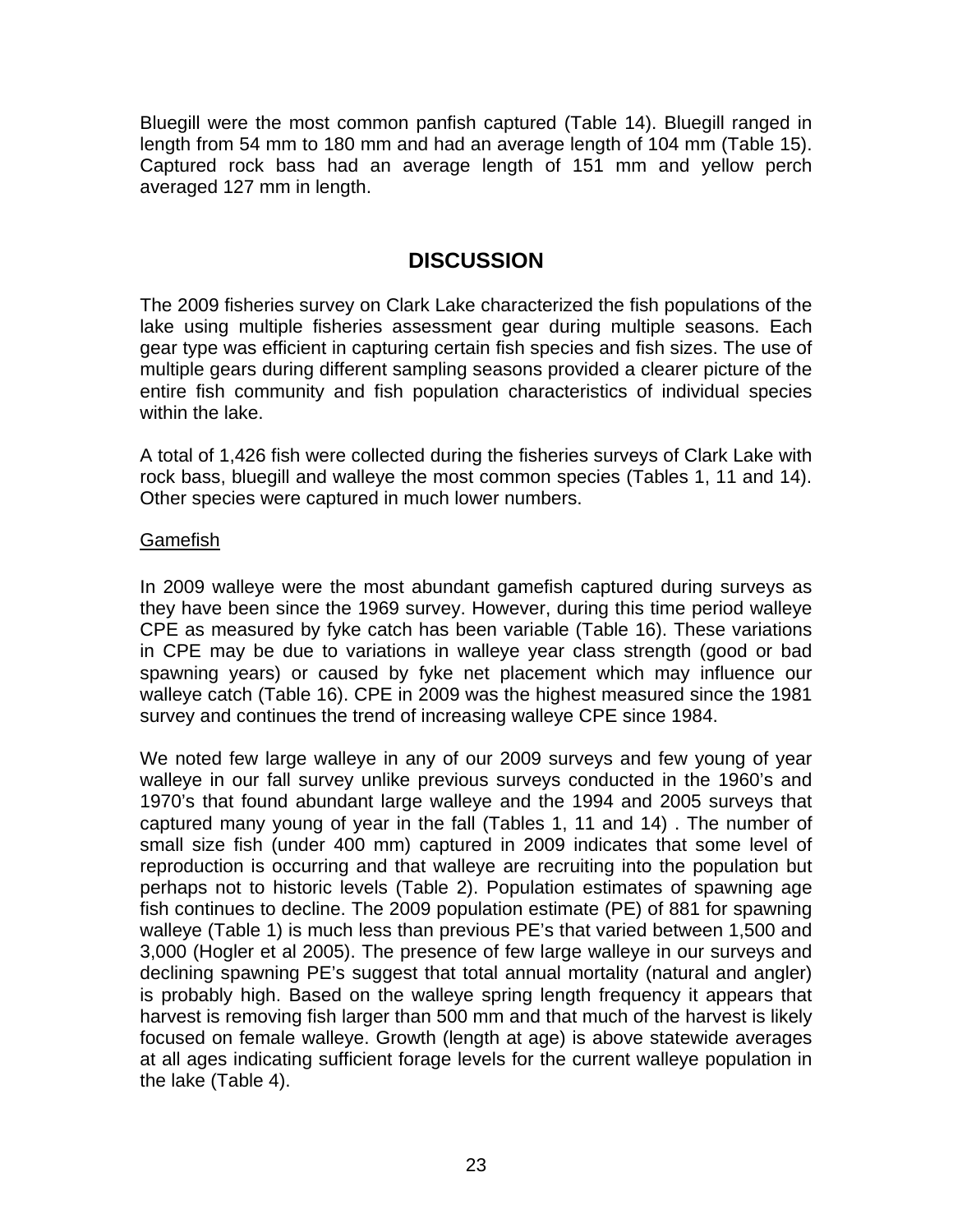Bluegill were the most common panfish captured (Table 14). Bluegill ranged in length from 54 mm to 180 mm and had an average length of 104 mm (Table 15). Captured rock bass had an average length of 151 mm and yellow perch averaged 127 mm in length.

## DISCUSSION

The 2009 fisheries survey on Clark Lake characterized the fish populations of the lake using multiple fisheries assessment gear during multiple seasons. Each gear type was efficient in capturing certain fish species and fish sizes. The use of multiple gears during different sampling seasons provided a clearer picture of the entire fish community and fish population characteristics of individual species within the lake.

A total of 1,426 fish were collected during the fisheries surveys of Clark Lake with rock bass, bluegill and walleye the most common species (Tables 1, 11 and 14). Other species were captured in much lower numbers.

Gamefish

In 2009 walleye were the most abundant gamefish captured during surveys as they have been since the 1969 survey. However, during this time period walleye CPE as measured by fyke catch has been variable (Table 16). These variations in CPE may be due to variations in walleye year class strength (good or bad spawning years) or caused by fyke net placement which may influence our walleye catch (Table 16). CPE in 2009 was the highest measured since the 1981 survey and continues the trend of increasing walleye CPE since 1984.

We noted few large walleye in any of our 2009 surveys and few young of year walleye in our fall survey unlike previous surveys conducted in the 1960's and 1970's that found abundant large walleye and the 1994 and 2005 surveys that captured many young of year in the fall (Tables 1, 11 and 14) . The number of small size fish (under 400 mm) captured in 2009 indicates that some level of reproduction is occurring and that walleye are recruiting into the population but perhaps not to historic levels (Table 2). Population estimates of spawning age fish continues to decline. The 2009 population estimate (PE) of 881 for spawning walleye (Table 1) is much less than previous PE's that varied between 1,500 and 3,000 (Hogler et al 2005). The presence of few large walleye in our surveys and declining spawning PE's suggest that total annual mortality (natural and angler) is probably high. Based on the walleye spring length frequency it appears that harvest is removing fish larger than 500 mm and that much of the harvest is likely focused on female walleye. Growth (length at age) is above statewide averages at all ages indicating sufficient forage levels for the current walleye population in the lake (Table 4).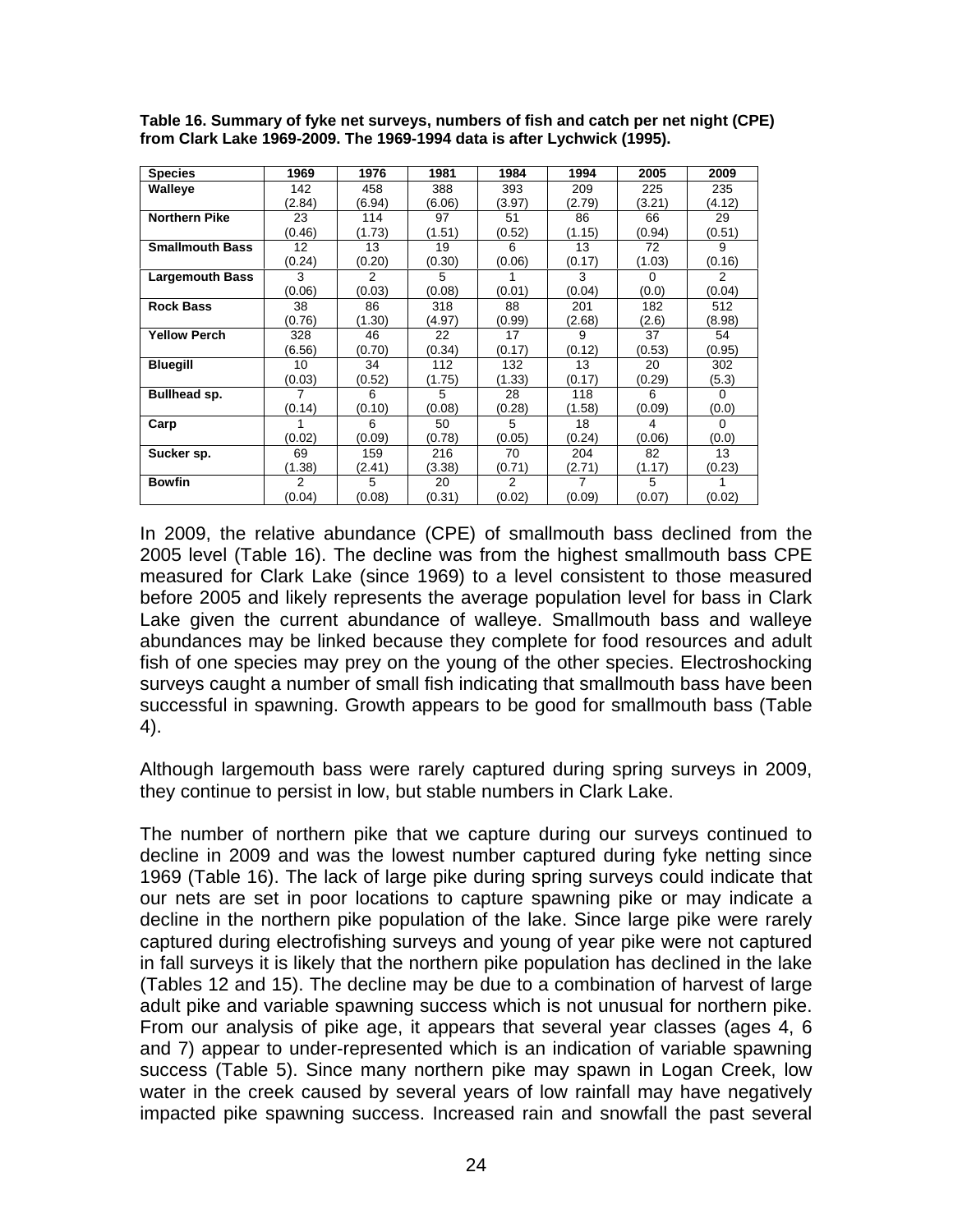**Table 16. Summary of fyke net surveys, numbers of fish and catch per net night (CPE) from Clark Lake 1969-2009. The 1969-1994 data is after Lychwick (1995).**

| Species | 1969 | 1976 | 1981 | 1984 | 1994 | 2005 | 2009 |
|---|---|---|---|---|---|---|---|
| **Walleye** | 142 (2.84) | 458 (6.94) | 388 (6.06) | 393 (3.97) | 209 (2.79) | 225 (3.21) | 235 (4.12) |
| **Northern Pike** | 23 (0.46) | 114 (1.73) | 97 (1.51) | 51 (0.52) | 86 (1.15) | 66 (0.94) | 29 (0.51) |
| **Smallmouth Bass** | 12 (0.24) | 13 (0.20) | 19 (0.30) | 6 (0.06) | 13 (0.17) | 72 (1.03) | 9 (0.16) |
| **Largemouth Bass** | 3 (0.06) | 2 (0.03) | 5 (0.08) | 1 (0.01) | 3 (0.04) | 0 (0.0) | 2 (0.04) |
| **Rock Bass** | 38 (0.76) | 86 (1.30) | 318 (4.97) | 88 (0.99) | 201 (2.68) | 182 (2.6) | 512 (8.98) |
| **Yellow Perch** | 328 (6.56) | 46 (0.70) | 22 (0.34) | 17 (0.17) | 9 (0.12) | 37 (0.53) | 54 (0.95) |
| **Bluegill** | 10 (0.03) | 34 (0.52) | 112 (1.75) | 132 (1.33) | 13 (0.17) | 20 (0.29) | 302 (5.3) |
| **Bullhead sp.** | 7 (0.14) | 6 (0.10) | 5 (0.08) | 28 (0.28) | 118 (1.58) | 6 (0.09) | 0 (0.0) |
| **Carp** | 1 (0.02) | 6 (0.09) | 50 (0.78) | 5 (0.05) | 18 (0.24) | 4 (0.06) | 0 (0.0) |
| **Sucker sp.** | 69 (1.38) | 159 (2.41) | 216 (3.38) | 70 (0.71) | 204 (2.71) | 82 (1.17) | 13 (0.23) |
| **Bowfin** | 2 (0.04) | 5 (0.08) | 20 (0.31) | 2 (0.02) | 7 (0.09) | 5 (0.07) | 1 (0.02) |

In 2009, the relative abundance (CPE) of smallmouth bass declined from the 2005 level (Table 16). The decline was from the highest smallmouth bass CPE measured for Clark Lake (since 1969) to a level consistent to those measured before 2005 and likely represents the average population level for bass in Clark Lake given the current abundance of walleye. Smallmouth bass and walleye abundances may be linked because they complete for food resources and adult fish of one species may prey on the young of the other species. Electroshocking surveys caught a number of small fish indicating that smallmouth bass have been successful in spawning. Growth appears to be good for smallmouth bass (Table 4).

Although largemouth bass were rarely captured during spring surveys in 2009, they continue to persist in low, but stable numbers in Clark Lake.

The number of northern pike that we capture during our surveys continued to decline in 2009 and was the lowest number captured during fyke netting since 1969 (Table 16). The lack of large pike during spring surveys could indicate that our nets are set in poor locations to capture spawning pike or may indicate a decline in the northern pike population of the lake. Since large pike were rarely captured during electrofishing surveys and young of year pike were not captured in fall surveys it is likely that the northern pike population has declined in the lake (Tables 12 and 15). The decline may be due to a combination of harvest of large adult pike and variable spawning success which is not unusual for northern pike. From our analysis of pike age, it appears that several year classes (ages 4, 6 and 7) appear to under-represented which is an indication of variable spawning success (Table 5). Since many northern pike may spawn in Logan Creek, low water in the creek caused by several years of low rainfall may have negatively impacted pike spawning success. Increased rain and snowfall the past several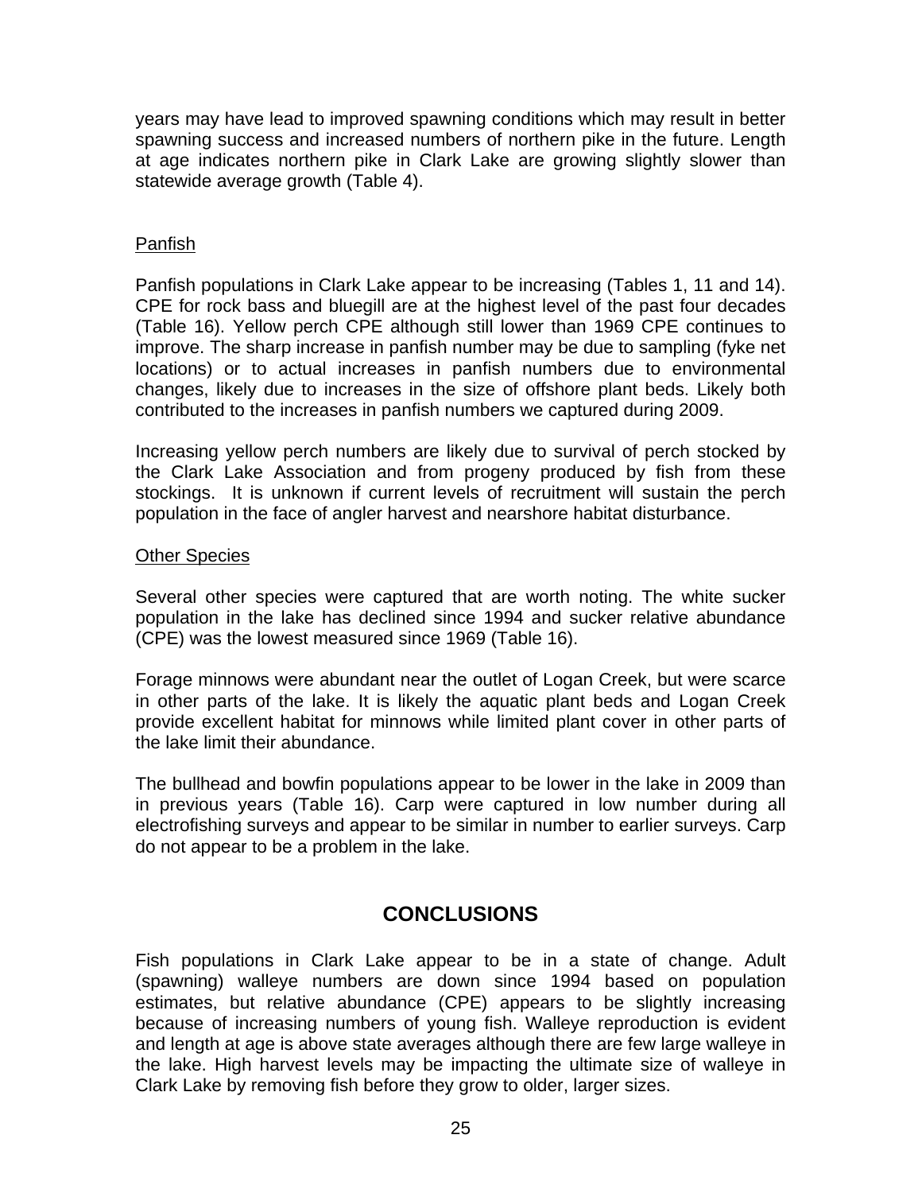years may have lead to improved spawning conditions which may result in better spawning success and increased numbers of northern pike in the future. Length at age indicates northern pike in Clark Lake are growing slightly slower than statewide average growth (Table 4).

### Panfish

Panfish populations in Clark Lake appear to be increasing (Tables 1, 11 and 14). CPE for rock bass and bluegill are at the highest level of the past four decades (Table 16). Yellow perch CPE although still lower than 1969 CPE continues to improve. The sharp increase in panfish number may be due to sampling (fyke net locations) or to actual increases in panfish numbers due to environmental changes, likely due to increases in the size of offshore plant beds. Likely both contributed to the increases in panfish numbers we captured during 2009.

Increasing yellow perch numbers are likely due to survival of perch stocked by the Clark Lake Association and from progeny produced by fish from these stockings. It is unknown if current levels of recruitment will sustain the perch population in the face of angler harvest and nearshore habitat disturbance.

### Other Species

Several other species were captured that are worth noting. The white sucker population in the lake has declined since 1994 and sucker relative abundance (CPE) was the lowest measured since 1969 (Table 16).

Forage minnows were abundant near the outlet of Logan Creek, but were scarce in other parts of the lake. It is likely the aquatic plant beds and Logan Creek provide excellent habitat for minnows while limited plant cover in other parts of the lake limit their abundance.

The bullhead and bowfin populations appear to be lower in the lake in 2009 than in previous years (Table 16). Carp were captured in low number during all electrofishing surveys and appear to be similar in number to earlier surveys. Carp do not appear to be a problem in the lake.

## CONCLUSIONS

Fish populations in Clark Lake appear to be in a state of change. Adult (spawning) walleye numbers are down since 1994 based on population estimates, but relative abundance (CPE) appears to be slightly increasing because of increasing numbers of young fish. Walleye reproduction is evident and length at age is above state averages although there are few large walleye in the lake. High harvest levels may be impacting the ultimate size of walleye in Clark Lake by removing fish before they grow to older, larger sizes.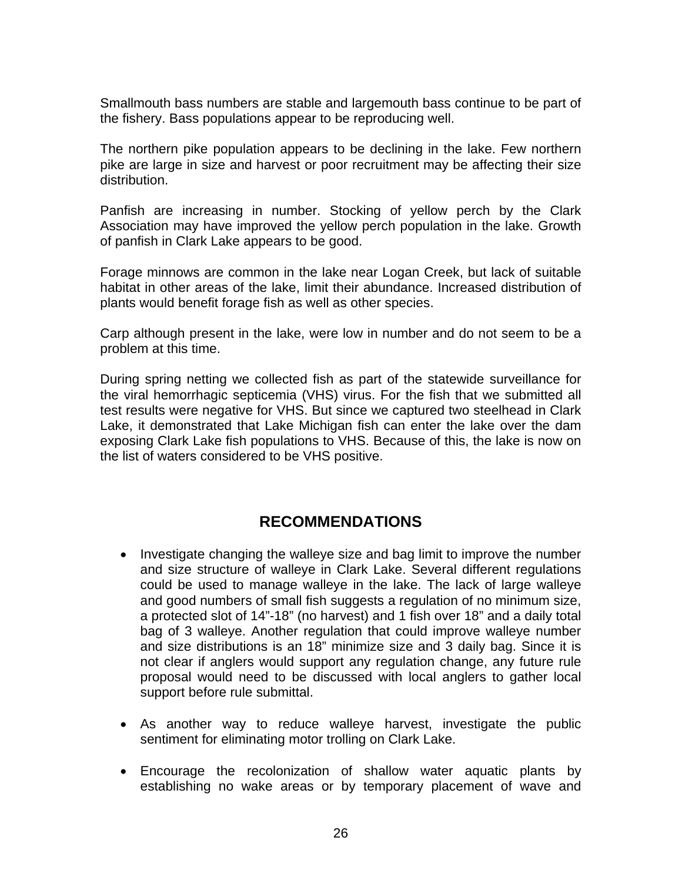Smallmouth bass numbers are stable and largemouth bass continue to be part of the fishery. Bass populations appear to be reproducing well.

The northern pike population appears to be declining in the lake. Few northern pike are large in size and harvest or poor recruitment may be affecting their size distribution.

Panfish are increasing in number. Stocking of yellow perch by the Clark Association may have improved the yellow perch population in the lake. Growth of panfish in Clark Lake appears to be good.

Forage minnows are common in the lake near Logan Creek, but lack of suitable habitat in other areas of the lake, limit their abundance. Increased distribution of plants would benefit forage fish as well as other species.

Carp although present in the lake, were low in number and do not seem to be a problem at this time.

During spring netting we collected fish as part of the statewide surveillance for the viral hemorrhagic septicemia (VHS) virus. For the fish that we submitted all test results were negative for VHS. But since we captured two steelhead in Clark Lake, it demonstrated that Lake Michigan fish can enter the lake over the dam exposing Clark Lake fish populations to VHS. Because of this, the lake is now on the list of waters considered to be VHS positive.

## RECOMMENDATIONS

- Investigate changing the walleye size and bag limit to improve the number and size structure of walleye in Clark Lake. Several different regulations could be used to manage walleye in the lake. The lack of large walleye and good numbers of small fish suggests a regulation of no minimum size, a protected slot of 14”-18” (no harvest) and 1 fish over 18” and a daily total bag of 3 walleye. Another regulation that could improve walleye number and size distributions is an 18” minimize size and 3 daily bag. Since it is not clear if anglers would support any regulation change, any future rule proposal would need to be discussed with local anglers to gather local support before rule submittal.

- As another way to reduce walleye harvest, investigate the public sentiment for eliminating motor trolling on Clark Lake.

- Encourage the recolonization of shallow water aquatic plants by establishing no wake areas or by temporary placement of wave and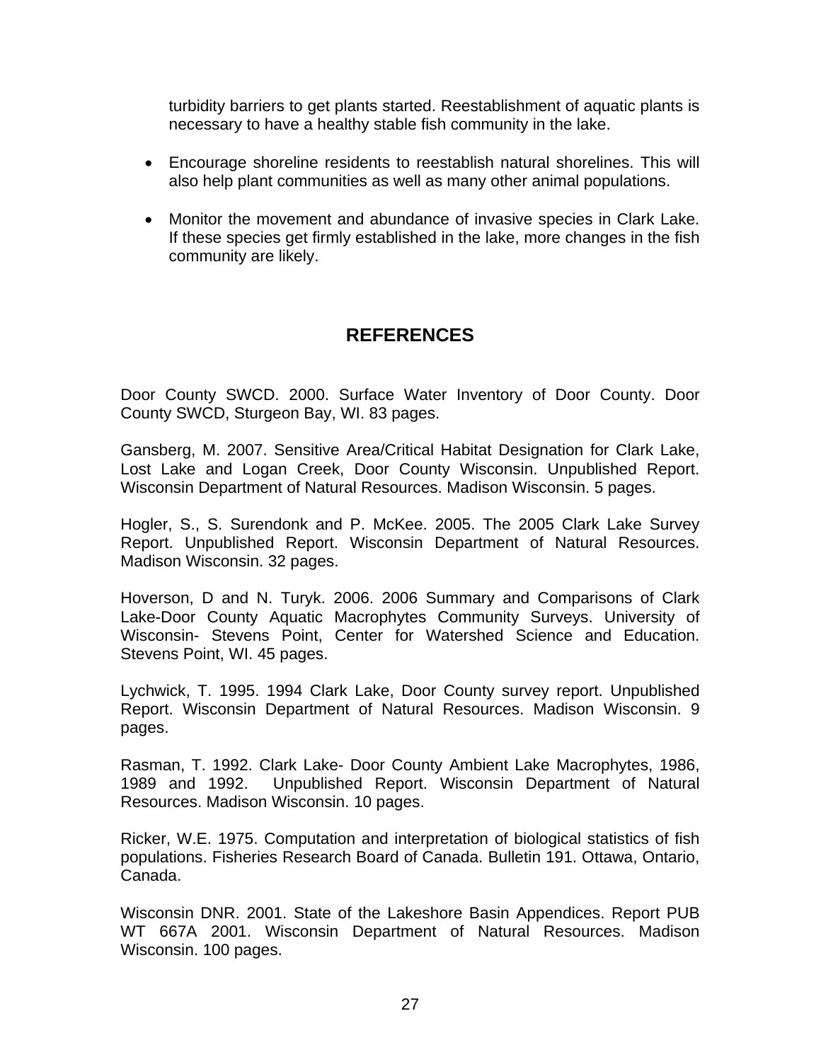turbidity barriers to get plants started. Reestablishment of aquatic plants is necessary to have a healthy stable fish community in the lake.

- Encourage shoreline residents to reestablish natural shorelines. This will also help plant communities as well as many other animal populations.

- Monitor the movement and abundance of invasive species in Clark Lake. If these species get firmly established in the lake, more changes in the fish community are likely.

## REFERENCES

Door County SWCD. 2000. Surface Water Inventory of Door County. Door County SWCD, Sturgeon Bay, WI. 83 pages.

Gansberg, M. 2007. Sensitive Area/Critical Habitat Designation for Clark Lake, Lost Lake and Logan Creek, Door County Wisconsin. Unpublished Report. Wisconsin Department of Natural Resources. Madison Wisconsin. 5 pages.

Hogler, S., S. Surendonk and P. McKee. 2005. The 2005 Clark Lake Survey Report. Unpublished Report. Wisconsin Department of Natural Resources. Madison Wisconsin. 32 pages.

Hoverson, D and N. Turyk. 2006. 2006 Summary and Comparisons of Clark Lake-Door County Aquatic Macrophytes Community Surveys. University of Wisconsin- Stevens Point, Center for Watershed Science and Education. Stevens Point, WI. 45 pages.

Lychwick, T. 1995. 1994 Clark Lake, Door County survey report. Unpublished Report. Wisconsin Department of Natural Resources. Madison Wisconsin. 9 pages.

Rasman, T. 1992. Clark Lake- Door County Ambient Lake Macrophytes, 1986, 1989 and 1992. Unpublished Report. Wisconsin Department of Natural Resources. Madison Wisconsin. 10 pages.

Ricker, W.E. 1975. Computation and interpretation of biological statistics of fish populations. Fisheries Research Board of Canada. Bulletin 191. Ottawa, Ontario, Canada.

Wisconsin DNR. 2001. State of the Lakeshore Basin Appendices. Report PUB WT 667A 2001. Wisconsin Department of Natural Resources. Madison Wisconsin. 100 pages.